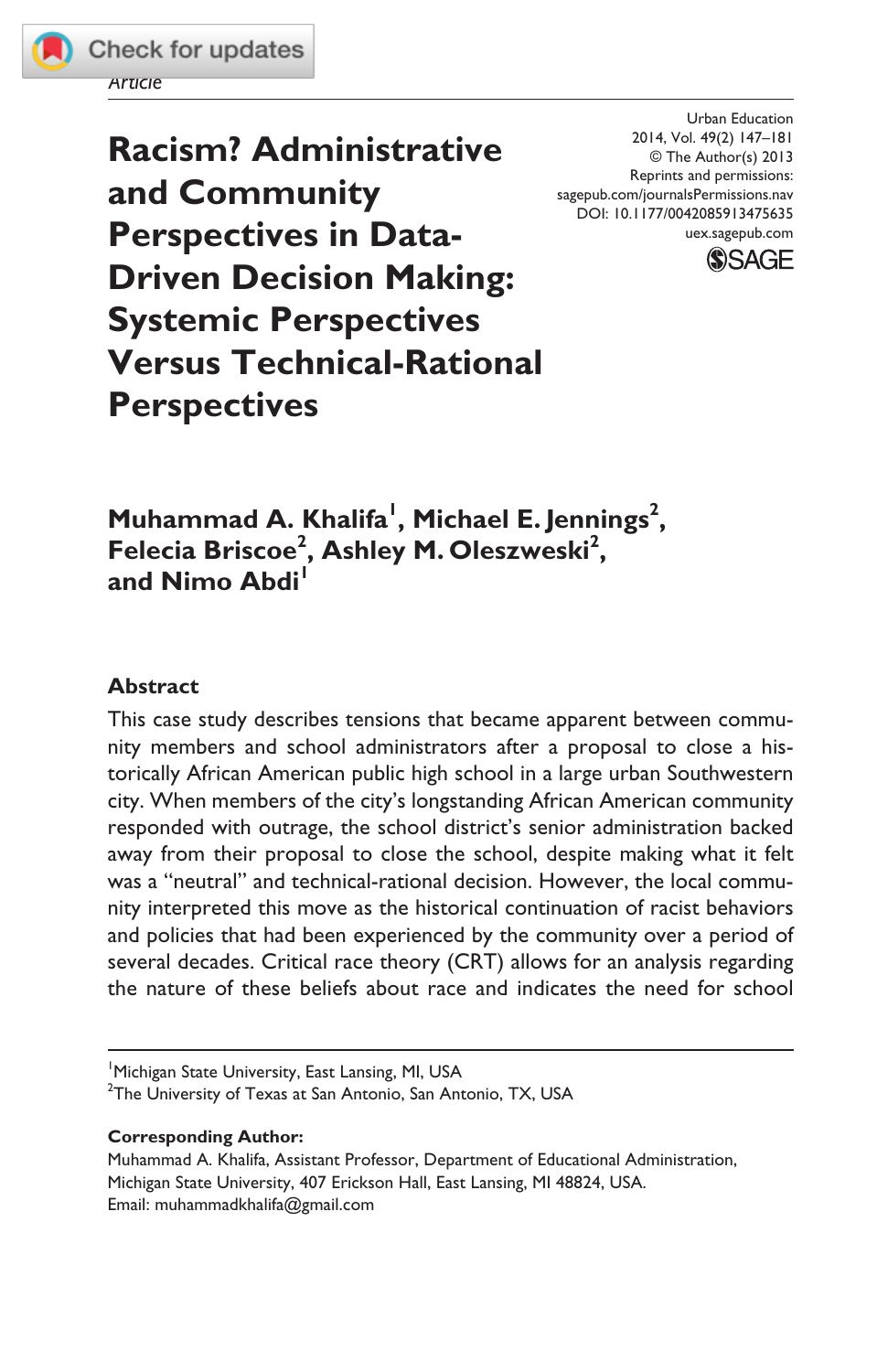Article

Urban Education
2014, Vol. 49(2) 147–181
© The Author(s) 2013
Reprints and permissions:
sagepub.com/journalsPermissions.nav
DOI: 10.1177/0042085913475635
uex.sagepub.com

# Racism? Administrative and Community Perspectives in Data-Driven Decision Making: Systemic Perspectives Versus Technical-Rational Perspectives

**Muhammad A. Khalifa[1], Michael E. Jennings[2], Felecia Briscoe[2], Ashley M. Oleszweski[2], and Nimo Abdi[1]**

## Abstract

This case study describes tensions that became apparent between community members and school administrators after a proposal to close a historically African American public high school in a large urban Southwestern city. When members of the city's longstanding African American community responded with outrage, the school district's senior administration backed away from their proposal to close the school, despite making what it felt was a "neutral" and technical-rational decision. However, the local community interpreted this move as the historical continuation of racist behaviors and policies that had been experienced by the community over a period of several decades. Critical race theory (CRT) allows for an analysis regarding the nature of these beliefs about race and indicates the need for school

[1]Michigan State University, East Lansing, MI, USA
[2]The University of Texas at San Antonio, San Antonio, TX, USA

**Corresponding Author:**
Muhammad A. Khalifa, Assistant Professor, Department of Educational Administration, Michigan State University, 407 Erickson Hall, East Lansing, MI 48824, USA.
Email: muhammadkhalifa@gmail.com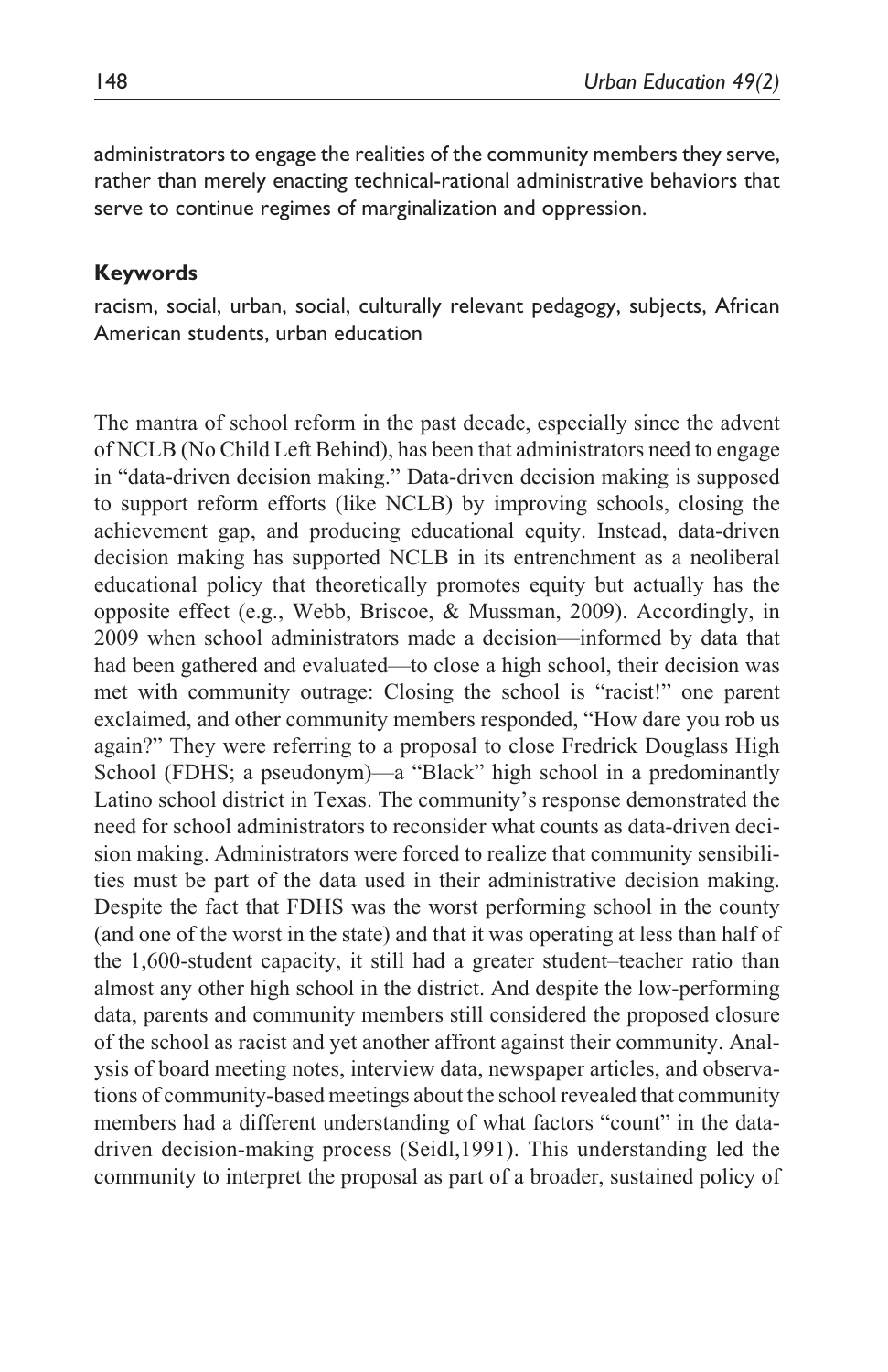administrators to engage the realities of the community members they serve, rather than merely enacting technical-rational administrative behaviors that serve to continue regimes of marginalization and oppression.

### Keywords

racism, social, urban, social, culturally relevant pedagogy, subjects, African American students, urban education

The mantra of school reform in the past decade, especially since the advent of NCLB (No Child Left Behind), has been that administrators need to engage in "data-driven decision making." Data-driven decision making is supposed to support reform efforts (like NCLB) by improving schools, closing the achievement gap, and producing educational equity. Instead, data-driven decision making has supported NCLB in its entrenchment as a neoliberal educational policy that theoretically promotes equity but actually has the opposite effect (e.g., Webb, Briscoe, & Mussman, 2009). Accordingly, in 2009 when school administrators made a decision—informed by data that had been gathered and evaluated—to close a high school, their decision was met with community outrage: Closing the school is "racist!" one parent exclaimed, and other community members responded, "How dare you rob us again?" They were referring to a proposal to close Fredrick Douglass High School (FDHS; a pseudonym)—a "Black" high school in a predominantly Latino school district in Texas. The community's response demonstrated the need for school administrators to reconsider what counts as data-driven decision making. Administrators were forced to realize that community sensibilities must be part of the data used in their administrative decision making. Despite the fact that FDHS was the worst performing school in the county (and one of the worst in the state) and that it was operating at less than half of the 1,600-student capacity, it still had a greater student–teacher ratio than almost any other high school in the district. And despite the low-performing data, parents and community members still considered the proposed closure of the school as racist and yet another affront against their community. Analysis of board meeting notes, interview data, newspaper articles, and observations of community-based meetings about the school revealed that community members had a different understanding of what factors "count" in the data-driven decision-making process (Seidl,1991). This understanding led the community to interpret the proposal as part of a broader, sustained policy of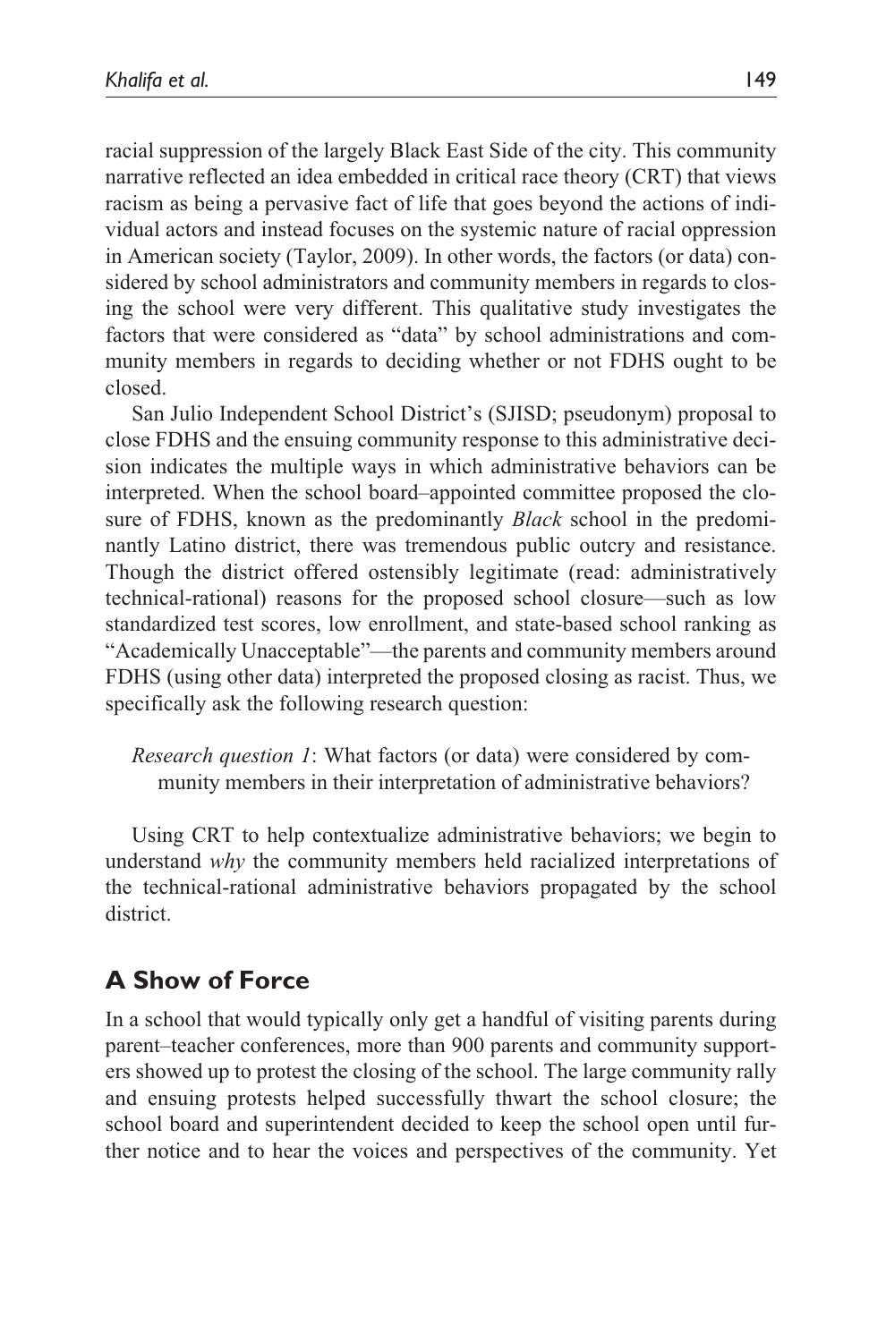racial suppression of the largely Black East Side of the city. This community narrative reflected an idea embedded in critical race theory (CRT) that views racism as being a pervasive fact of life that goes beyond the actions of individual actors and instead focuses on the systemic nature of racial oppression in American society (Taylor, 2009). In other words, the factors (or data) considered by school administrators and community members in regards to closing the school were very different. This qualitative study investigates the factors that were considered as "data" by school administrations and community members in regards to deciding whether or not FDHS ought to be closed.

San Julio Independent School District's (SJISD; pseudonym) proposal to close FDHS and the ensuing community response to this administrative decision indicates the multiple ways in which administrative behaviors can be interpreted. When the school board–appointed committee proposed the closure of FDHS, known as the predominantly *Black* school in the predominantly Latino district, there was tremendous public outcry and resistance. Though the district offered ostensibly legitimate (read: administratively technical-rational) reasons for the proposed school closure—such as low standardized test scores, low enrollment, and state-based school ranking as "Academically Unacceptable"—the parents and community members around FDHS (using other data) interpreted the proposed closing as racist. Thus, we specifically ask the following research question:

> *Research question 1*: What factors (or data) were considered by community members in their interpretation of administrative behaviors?

Using CRT to help contextualize administrative behaviors; we begin to understand *why* the community members held racialized interpretations of the technical-rational administrative behaviors propagated by the school district.

## A Show of Force

In a school that would typically only get a handful of visiting parents during parent–teacher conferences, more than 900 parents and community supporters showed up to protest the closing of the school. The large community rally and ensuing protests helped successfully thwart the school closure; the school board and superintendent decided to keep the school open until further notice and to hear the voices and perspectives of the community. Yet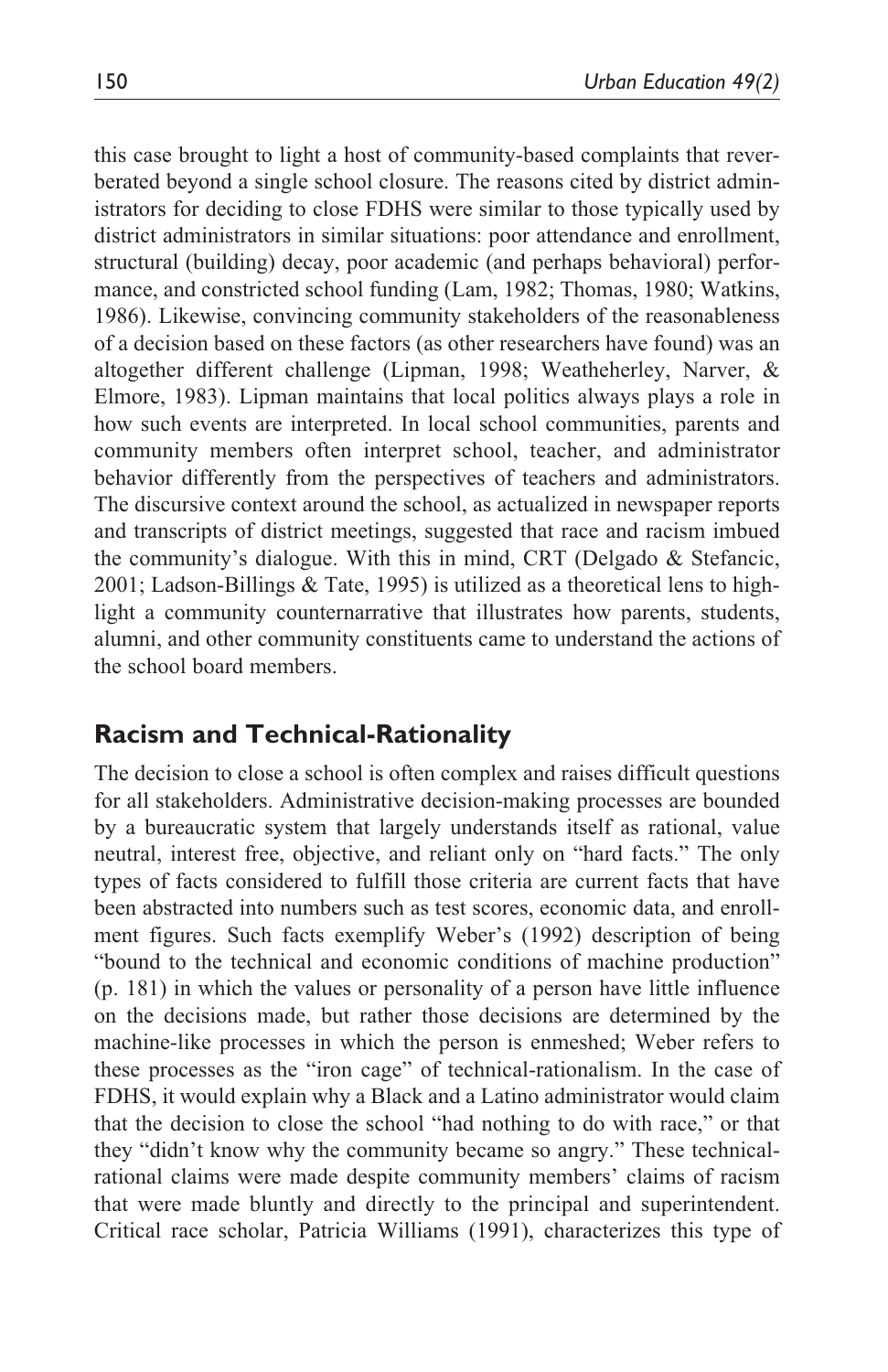this case brought to light a host of community-based complaints that reverberated beyond a single school closure. The reasons cited by district administrators for deciding to close FDHS were similar to those typically used by district administrators in similar situations: poor attendance and enrollment, structural (building) decay, poor academic (and perhaps behavioral) performance, and constricted school funding (Lam, 1982; Thomas, 1980; Watkins, 1986). Likewise, convincing community stakeholders of the reasonableness of a decision based on these factors (as other researchers have found) was an altogether different challenge (Lipman, 1998; Weatheherley, Narver, & Elmore, 1983). Lipman maintains that local politics always plays a role in how such events are interpreted. In local school communities, parents and community members often interpret school, teacher, and administrator behavior differently from the perspectives of teachers and administrators. The discursive context around the school, as actualized in newspaper reports and transcripts of district meetings, suggested that race and racism imbued the community's dialogue. With this in mind, CRT (Delgado & Stefancic, 2001; Ladson-Billings & Tate, 1995) is utilized as a theoretical lens to highlight a community counternarrative that illustrates how parents, students, alumni, and other community constituents came to understand the actions of the school board members.

## Racism and Technical-Rationality

The decision to close a school is often complex and raises difficult questions for all stakeholders. Administrative decision-making processes are bounded by a bureaucratic system that largely understands itself as rational, value neutral, interest free, objective, and reliant only on "hard facts." The only types of facts considered to fulfill those criteria are current facts that have been abstracted into numbers such as test scores, economic data, and enrollment figures. Such facts exemplify Weber's (1992) description of being "bound to the technical and economic conditions of machine production" (p. 181) in which the values or personality of a person have little influence on the decisions made, but rather those decisions are determined by the machine-like processes in which the person is enmeshed; Weber refers to these processes as the "iron cage" of technical-rationalism. In the case of FDHS, it would explain why a Black and a Latino administrator would claim that the decision to close the school "had nothing to do with race," or that they "didn't know why the community became so angry." These technical-rational claims were made despite community members' claims of racism that were made bluntly and directly to the principal and superintendent. Critical race scholar, Patricia Williams (1991), characterizes this type of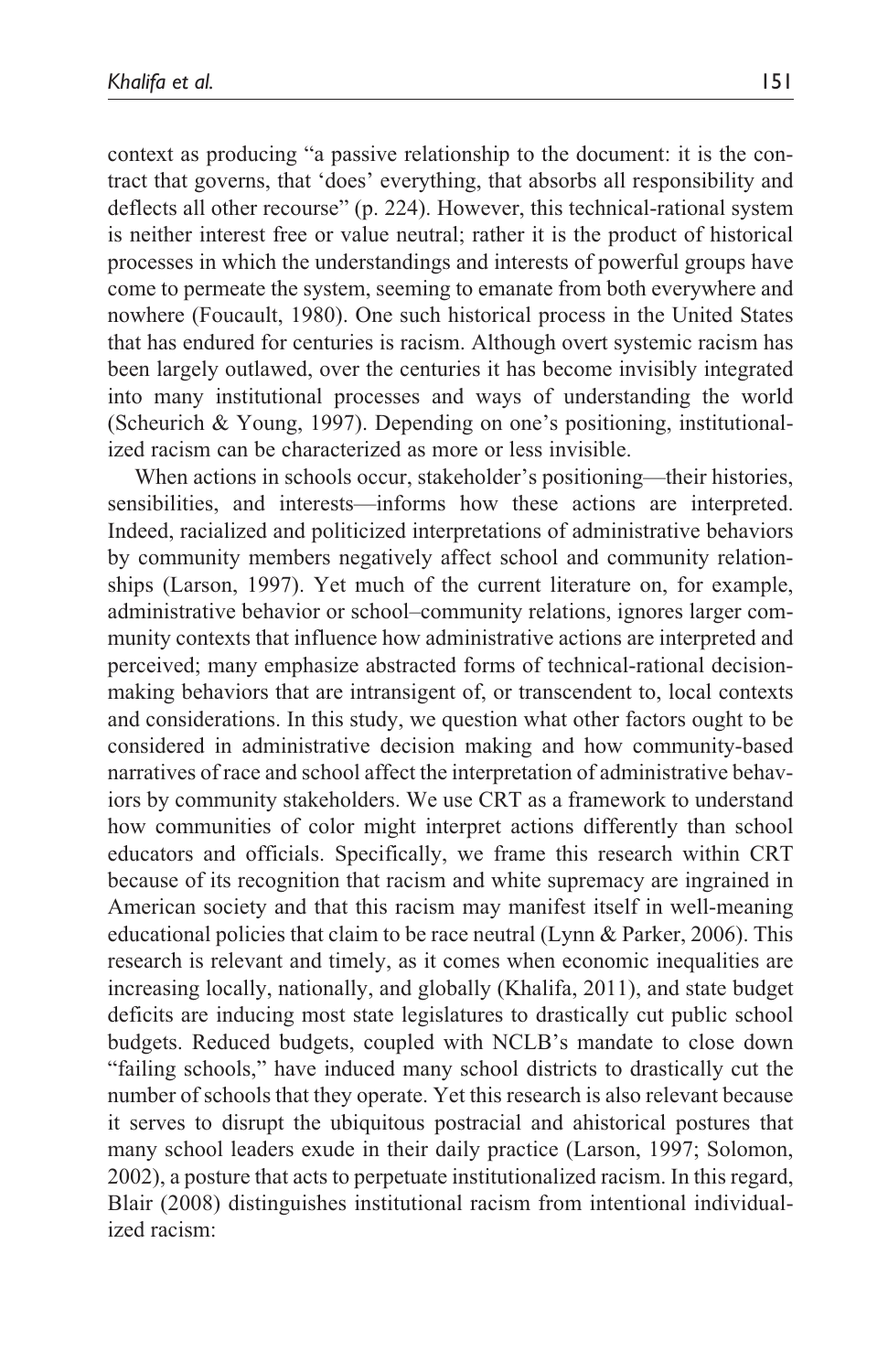context as producing "a passive relationship to the document: it is the contract that governs, that 'does' everything, that absorbs all responsibility and deflects all other recourse" (p. 224). However, this technical-rational system is neither interest free or value neutral; rather it is the product of historical processes in which the understandings and interests of powerful groups have come to permeate the system, seeming to emanate from both everywhere and nowhere (Foucault, 1980). One such historical process in the United States that has endured for centuries is racism. Although overt systemic racism has been largely outlawed, over the centuries it has become invisibly integrated into many institutional processes and ways of understanding the world (Scheurich & Young, 1997). Depending on one's positioning, institutionalized racism can be characterized as more or less invisible.

When actions in schools occur, stakeholder's positioning—their histories, sensibilities, and interests—informs how these actions are interpreted. Indeed, racialized and politicized interpretations of administrative behaviors by community members negatively affect school and community relationships (Larson, 1997). Yet much of the current literature on, for example, administrative behavior or school–community relations, ignores larger community contexts that influence how administrative actions are interpreted and perceived; many emphasize abstracted forms of technical-rational decision-making behaviors that are intransigent of, or transcendent to, local contexts and considerations. In this study, we question what other factors ought to be considered in administrative decision making and how community-based narratives of race and school affect the interpretation of administrative behaviors by community stakeholders. We use CRT as a framework to understand how communities of color might interpret actions differently than school educators and officials. Specifically, we frame this research within CRT because of its recognition that racism and white supremacy are ingrained in American society and that this racism may manifest itself in well-meaning educational policies that claim to be race neutral (Lynn & Parker, 2006). This research is relevant and timely, as it comes when economic inequalities are increasing locally, nationally, and globally (Khalifa, 2011), and state budget deficits are inducing most state legislatures to drastically cut public school budgets. Reduced budgets, coupled with NCLB's mandate to close down "failing schools," have induced many school districts to drastically cut the number of schools that they operate. Yet this research is also relevant because it serves to disrupt the ubiquitous postracial and ahistorical postures that many school leaders exude in their daily practice (Larson, 1997; Solomon, 2002), a posture that acts to perpetuate institutionalized racism. In this regard, Blair (2008) distinguishes institutional racism from intentional individualized racism: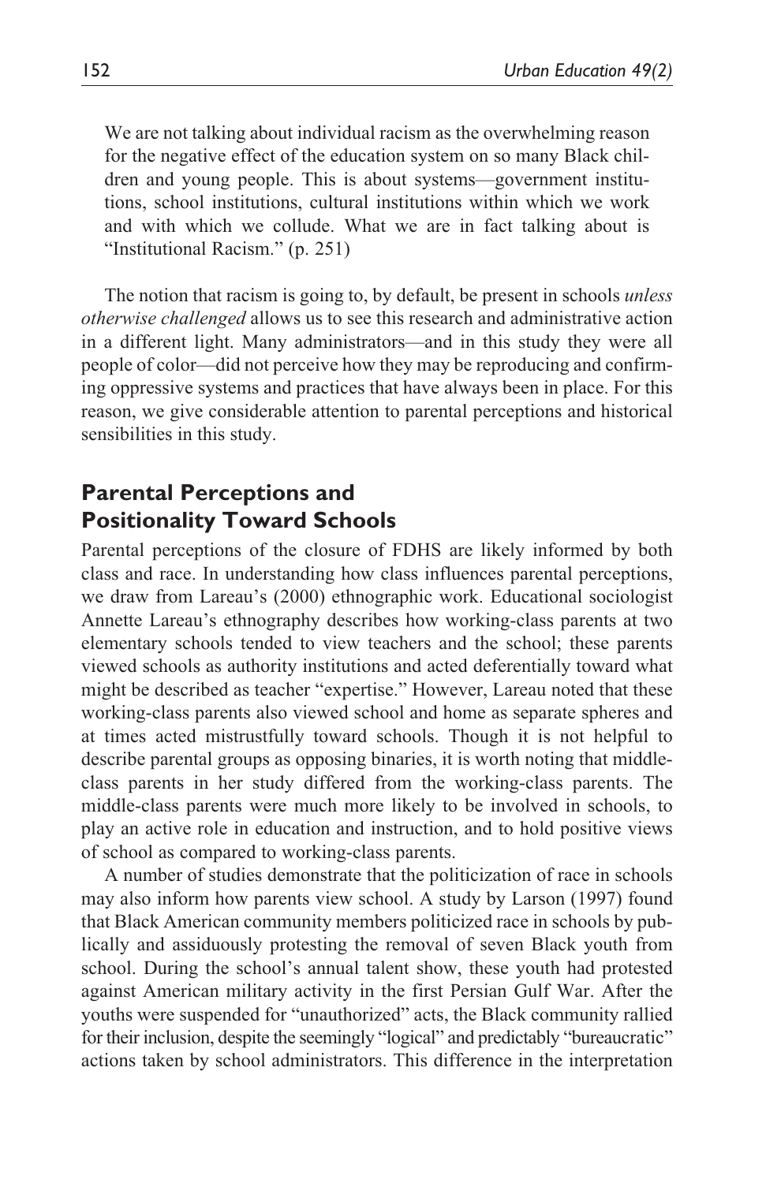> We are not talking about individual racism as the overwhelming reason for the negative effect of the education system on so many Black children and young people. This is about systems—government institutions, school institutions, cultural institutions within which we work and with which we collude. What we are in fact talking about is "Institutional Racism." (p. 251)

The notion that racism is going to, by default, be present in schools *unless otherwise challenged* allows us to see this research and administrative action in a different light. Many administrators—and in this study they were all people of color—did not perceive how they may be reproducing and confirming oppressive systems and practices that have always been in place. For this reason, we give considerable attention to parental perceptions and historical sensibilities in this study.

## Parental Perceptions and Positionality Toward Schools

Parental perceptions of the closure of FDHS are likely informed by both class and race. In understanding how class influences parental perceptions, we draw from Lareau's (2000) ethnographic work. Educational sociologist Annette Lareau's ethnography describes how working-class parents at two elementary schools tended to view teachers and the school; these parents viewed schools as authority institutions and acted deferentially toward what might be described as teacher "expertise." However, Lareau noted that these working-class parents also viewed school and home as separate spheres and at times acted mistrustfully toward schools. Though it is not helpful to describe parental groups as opposing binaries, it is worth noting that middle-class parents in her study differed from the working-class parents. The middle-class parents were much more likely to be involved in schools, to play an active role in education and instruction, and to hold positive views of school as compared to working-class parents.

A number of studies demonstrate that the politicization of race in schools may also inform how parents view school. A study by Larson (1997) found that Black American community members politicized race in schools by publically and assiduously protesting the removal of seven Black youth from school. During the school's annual talent show, these youth had protested against American military activity in the first Persian Gulf War. After the youths were suspended for "unauthorized" acts, the Black community rallied for their inclusion, despite the seemingly "logical" and predictably "bureaucratic" actions taken by school administrators. This difference in the interpretation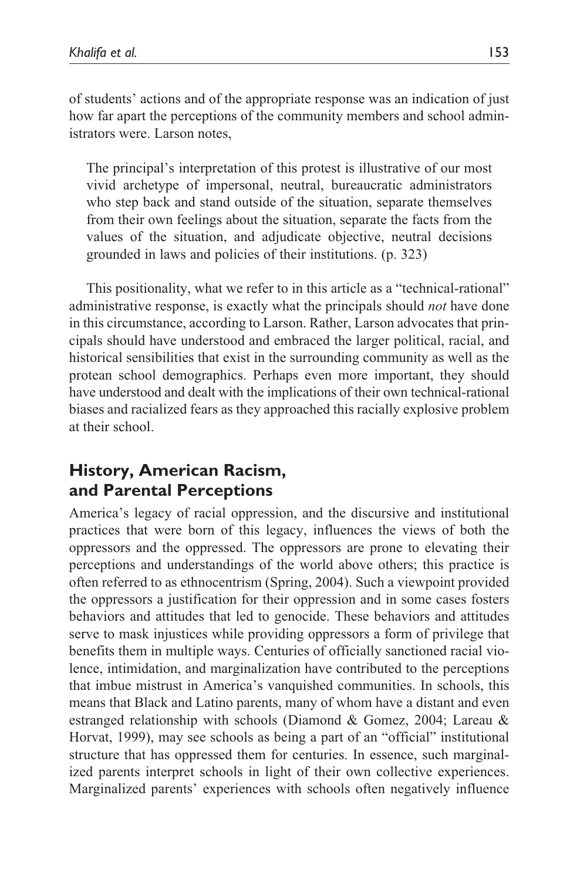of students' actions and of the appropriate response was an indication of just how far apart the perceptions of the community members and school administrators were. Larson notes,

> The principal's interpretation of this protest is illustrative of our most vivid archetype of impersonal, neutral, bureaucratic administrators who step back and stand outside of the situation, separate themselves from their own feelings about the situation, separate the facts from the values of the situation, and adjudicate objective, neutral decisions grounded in laws and policies of their institutions. (p. 323)

This positionality, what we refer to in this article as a "technical-rational" administrative response, is exactly what the principals should *not* have done in this circumstance, according to Larson. Rather, Larson advocates that principals should have understood and embraced the larger political, racial, and historical sensibilities that exist in the surrounding community as well as the protean school demographics. Perhaps even more important, they should have understood and dealt with the implications of their own technical-rational biases and racialized fears as they approached this racially explosive problem at their school.

## History, American Racism, and Parental Perceptions

America's legacy of racial oppression, and the discursive and institutional practices that were born of this legacy, influences the views of both the oppressors and the oppressed. The oppressors are prone to elevating their perceptions and understandings of the world above others; this practice is often referred to as ethnocentrism (Spring, 2004). Such a viewpoint provided the oppressors a justification for their oppression and in some cases fosters behaviors and attitudes that led to genocide. These behaviors and attitudes serve to mask injustices while providing oppressors a form of privilege that benefits them in multiple ways. Centuries of officially sanctioned racial violence, intimidation, and marginalization have contributed to the perceptions that imbue mistrust in America's vanquished communities. In schools, this means that Black and Latino parents, many of whom have a distant and even estranged relationship with schools (Diamond & Gomez, 2004; Lareau & Horvat, 1999), may see schools as being a part of an "official" institutional structure that has oppressed them for centuries. In essence, such marginalized parents interpret schools in light of their own collective experiences. Marginalized parents' experiences with schools often negatively influence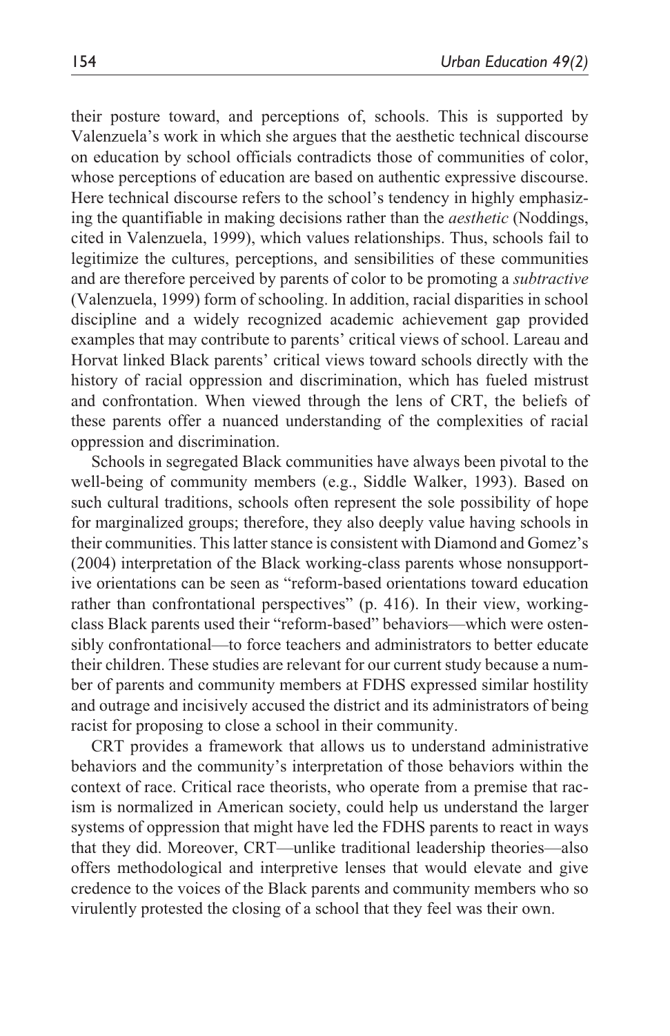their posture toward, and perceptions of, schools. This is supported by Valenzuela's work in which she argues that the aesthetic technical discourse on education by school officials contradicts those of communities of color, whose perceptions of education are based on authentic expressive discourse. Here technical discourse refers to the school's tendency in highly emphasizing the quantifiable in making decisions rather than the *aesthetic* (Noddings, cited in Valenzuela, 1999), which values relationships. Thus, schools fail to legitimize the cultures, perceptions, and sensibilities of these communities and are therefore perceived by parents of color to be promoting a *subtractive* (Valenzuela, 1999) form of schooling. In addition, racial disparities in school discipline and a widely recognized academic achievement gap provided examples that may contribute to parents' critical views of school. Lareau and Horvat linked Black parents' critical views toward schools directly with the history of racial oppression and discrimination, which has fueled mistrust and confrontation. When viewed through the lens of CRT, the beliefs of these parents offer a nuanced understanding of the complexities of racial oppression and discrimination.

Schools in segregated Black communities have always been pivotal to the well-being of community members (e.g., Siddle Walker, 1993). Based on such cultural traditions, schools often represent the sole possibility of hope for marginalized groups; therefore, they also deeply value having schools in their communities. This latter stance is consistent with Diamond and Gomez's (2004) interpretation of the Black working-class parents whose nonsupportive orientations can be seen as "reform-based orientations toward education rather than confrontational perspectives" (p. 416). In their view, working-class Black parents used their "reform-based" behaviors—which were ostensibly confrontational—to force teachers and administrators to better educate their children. These studies are relevant for our current study because a number of parents and community members at FDHS expressed similar hostility and outrage and incisively accused the district and its administrators of being racist for proposing to close a school in their community.

CRT provides a framework that allows us to understand administrative behaviors and the community's interpretation of those behaviors within the context of race. Critical race theorists, who operate from a premise that racism is normalized in American society, could help us understand the larger systems of oppression that might have led the FDHS parents to react in ways that they did. Moreover, CRT—unlike traditional leadership theories—also offers methodological and interpretive lenses that would elevate and give credence to the voices of the Black parents and community members who so virulently protested the closing of a school that they feel was their own.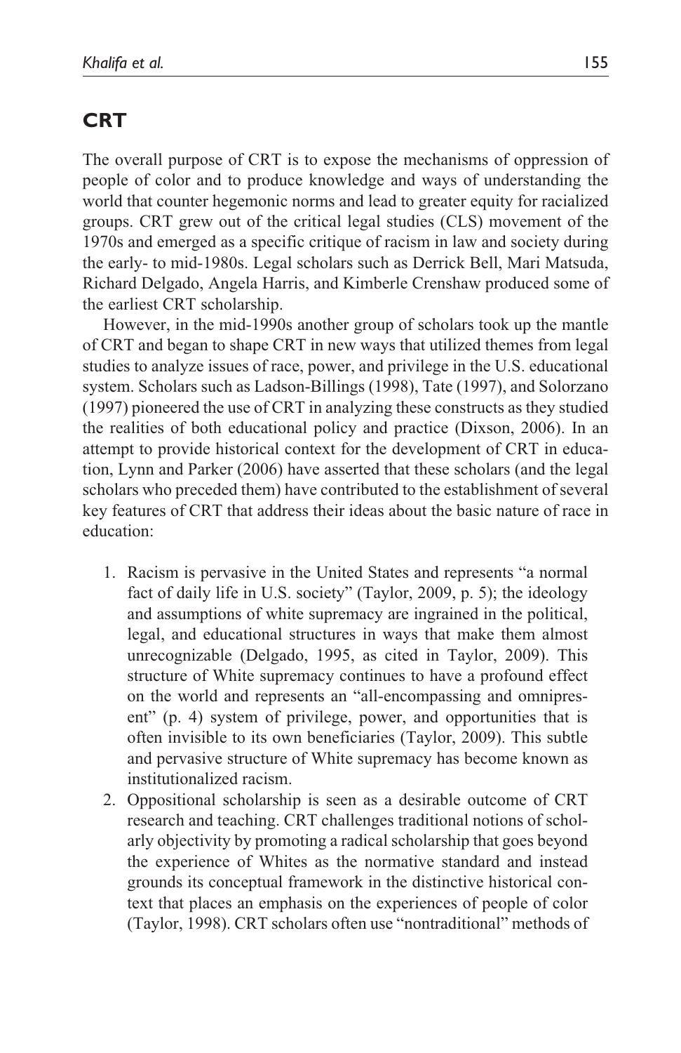## CRT

The overall purpose of CRT is to expose the mechanisms of oppression of people of color and to produce knowledge and ways of understanding the world that counter hegemonic norms and lead to greater equity for racialized groups. CRT grew out of the critical legal studies (CLS) movement of the 1970s and emerged as a specific critique of racism in law and society during the early- to mid-1980s. Legal scholars such as Derrick Bell, Mari Matsuda, Richard Delgado, Angela Harris, and Kimberle Crenshaw produced some of the earliest CRT scholarship.

However, in the mid-1990s another group of scholars took up the mantle of CRT and began to shape CRT in new ways that utilized themes from legal studies to analyze issues of race, power, and privilege in the U.S. educational system. Scholars such as Ladson-Billings (1998), Tate (1997), and Solorzano (1997) pioneered the use of CRT in analyzing these constructs as they studied the realities of both educational policy and practice (Dixson, 2006). In an attempt to provide historical context for the development of CRT in education, Lynn and Parker (2006) have asserted that these scholars (and the legal scholars who preceded them) have contributed to the establishment of several key features of CRT that address their ideas about the basic nature of race in education:

1. Racism is pervasive in the United States and represents "a normal fact of daily life in U.S. society" (Taylor, 2009, p. 5); the ideology and assumptions of white supremacy are ingrained in the political, legal, and educational structures in ways that make them almost unrecognizable (Delgado, 1995, as cited in Taylor, 2009). This structure of White supremacy continues to have a profound effect on the world and represents an "all-encompassing and omnipresent" (p. 4) system of privilege, power, and opportunities that is often invisible to its own beneficiaries (Taylor, 2009). This subtle and pervasive structure of White supremacy has become known as institutionalized racism.
2. Oppositional scholarship is seen as a desirable outcome of CRT research and teaching. CRT challenges traditional notions of scholarly objectivity by promoting a radical scholarship that goes beyond the experience of Whites as the normative standard and instead grounds its conceptual framework in the distinctive historical context that places an emphasis on the experiences of people of color (Taylor, 1998). CRT scholars often use "nontraditional" methods of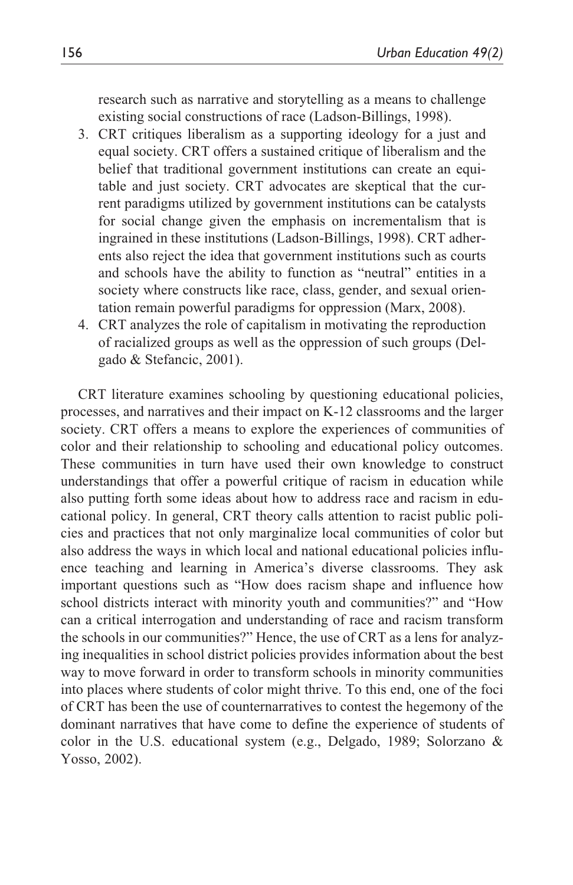research such as narrative and storytelling as a means to challenge existing social constructions of race (Ladson-Billings, 1998).

3. CRT critiques liberalism as a supporting ideology for a just and equal society. CRT offers a sustained critique of liberalism and the belief that traditional government institutions can create an equitable and just society. CRT advocates are skeptical that the current paradigms utilized by government institutions can be catalysts for social change given the emphasis on incrementalism that is ingrained in these institutions (Ladson-Billings, 1998). CRT adherents also reject the idea that government institutions such as courts and schools have the ability to function as "neutral" entities in a society where constructs like race, class, gender, and sexual orientation remain powerful paradigms for oppression (Marx, 2008).
4. CRT analyzes the role of capitalism in motivating the reproduction of racialized groups as well as the oppression of such groups (Delgado & Stefancic, 2001).

CRT literature examines schooling by questioning educational policies, processes, and narratives and their impact on K-12 classrooms and the larger society. CRT offers a means to explore the experiences of communities of color and their relationship to schooling and educational policy outcomes. These communities in turn have used their own knowledge to construct understandings that offer a powerful critique of racism in education while also putting forth some ideas about how to address race and racism in educational policy. In general, CRT theory calls attention to racist public policies and practices that not only marginalize local communities of color but also address the ways in which local and national educational policies influence teaching and learning in America's diverse classrooms. They ask important questions such as "How does racism shape and influence how school districts interact with minority youth and communities?" and "How can a critical interrogation and understanding of race and racism transform the schools in our communities?" Hence, the use of CRT as a lens for analyzing inequalities in school district policies provides information about the best way to move forward in order to transform schools in minority communities into places where students of color might thrive. To this end, one of the foci of CRT has been the use of counternarratives to contest the hegemony of the dominant narratives that have come to define the experience of students of color in the U.S. educational system (e.g., Delgado, 1989; Solorzano & Yosso, 2002).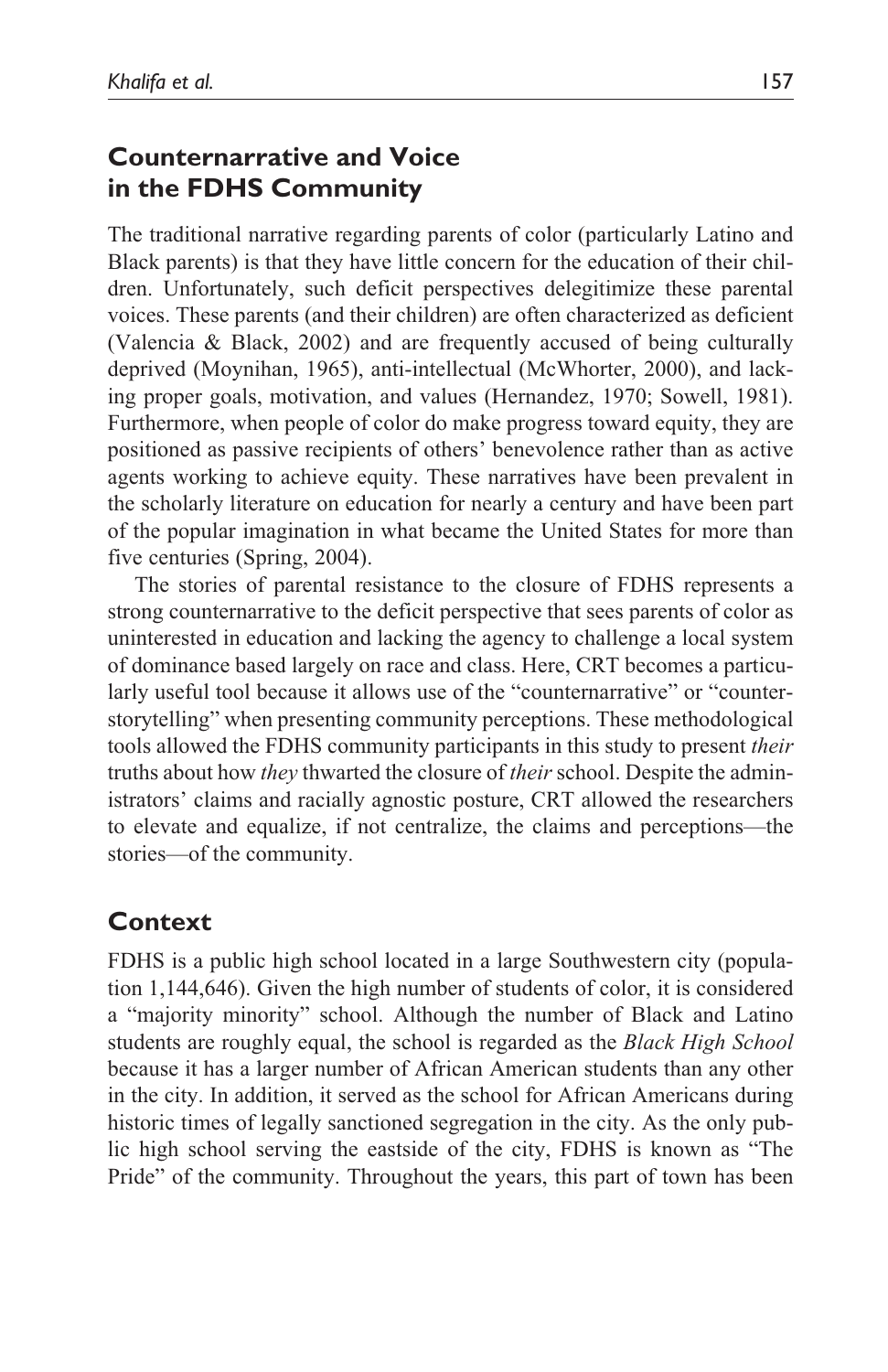## Counternarrative and Voice in the FDHS Community

The traditional narrative regarding parents of color (particularly Latino and Black parents) is that they have little concern for the education of their children. Unfortunately, such deficit perspectives delegitimize these parental voices. These parents (and their children) are often characterized as deficient (Valencia & Black, 2002) and are frequently accused of being culturally deprived (Moynihan, 1965), anti-intellectual (McWhorter, 2000), and lacking proper goals, motivation, and values (Hernandez, 1970; Sowell, 1981). Furthermore, when people of color do make progress toward equity, they are positioned as passive recipients of others' benevolence rather than as active agents working to achieve equity. These narratives have been prevalent in the scholarly literature on education for nearly a century and have been part of the popular imagination in what became the United States for more than five centuries (Spring, 2004).

The stories of parental resistance to the closure of FDHS represents a strong counternarrative to the deficit perspective that sees parents of color as uninterested in education and lacking the agency to challenge a local system of dominance based largely on race and class. Here, CRT becomes a particularly useful tool because it allows use of the "counternarrative" or "counter-storytelling" when presenting community perceptions. These methodological tools allowed the FDHS community participants in this study to present *their* truths about how *they* thwarted the closure of *their* school. Despite the administrators' claims and racially agnostic posture, CRT allowed the researchers to elevate and equalize, if not centralize, the claims and perceptions—the stories—of the community.

## Context

FDHS is a public high school located in a large Southwestern city (population 1,144,646). Given the high number of students of color, it is considered a "majority minority" school. Although the number of Black and Latino students are roughly equal, the school is regarded as the *Black High School* because it has a larger number of African American students than any other in the city. In addition, it served as the school for African Americans during historic times of legally sanctioned segregation in the city. As the only public high school serving the eastside of the city, FDHS is known as "The Pride" of the community. Throughout the years, this part of town has been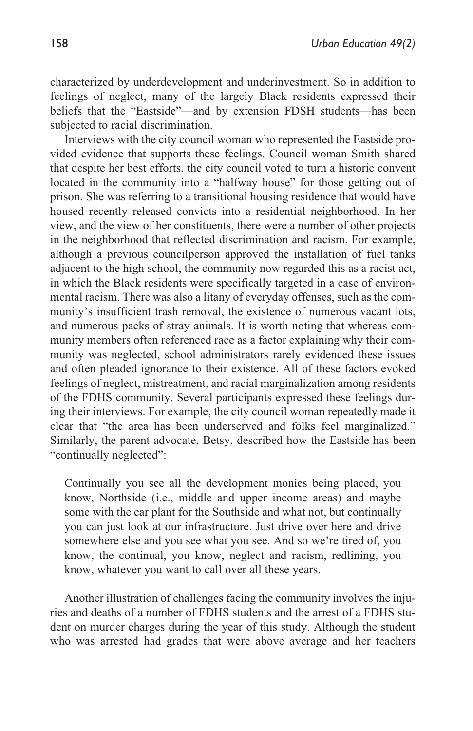characterized by underdevelopment and underinvestment. So in addition to feelings of neglect, many of the largely Black residents expressed their beliefs that the "Eastside"—and by extension FDSH students—has been subjected to racial discrimination.

Interviews with the city council woman who represented the Eastside provided evidence that supports these feelings. Council woman Smith shared that despite her best efforts, the city council voted to turn a historic convent located in the community into a "halfway house" for those getting out of prison. She was referring to a transitional housing residence that would have housed recently released convicts into a residential neighborhood. In her view, and the view of her constituents, there were a number of other projects in the neighborhood that reflected discrimination and racism. For example, although a previous councilperson approved the installation of fuel tanks adjacent to the high school, the community now regarded this as a racist act, in which the Black residents were specifically targeted in a case of environmental racism. There was also a litany of everyday offenses, such as the community's insufficient trash removal, the existence of numerous vacant lots, and numerous packs of stray animals. It is worth noting that whereas community members often referenced race as a factor explaining why their community was neglected, school administrators rarely evidenced these issues and often pleaded ignorance to their existence. All of these factors evoked feelings of neglect, mistreatment, and racial marginalization among residents of the FDHS community. Several participants expressed these feelings during their interviews. For example, the city council woman repeatedly made it clear that "the area has been underserved and folks feel marginalized." Similarly, the parent advocate, Betsy, described how the Eastside has been "continually neglected":

> Continually you see all the development monies being placed, you know, Northside (i.e., middle and upper income areas) and maybe some with the car plant for the Southside and what not, but continually you can just look at our infrastructure. Just drive over here and drive somewhere else and you see what you see. And so we're tired of, you know, the continual, you know, neglect and racism, redlining, you know, whatever you want to call over all these years.

Another illustration of challenges facing the community involves the injuries and deaths of a number of FDHS students and the arrest of a FDHS student on murder charges during the year of this study. Although the student who was arrested had grades that were above average and her teachers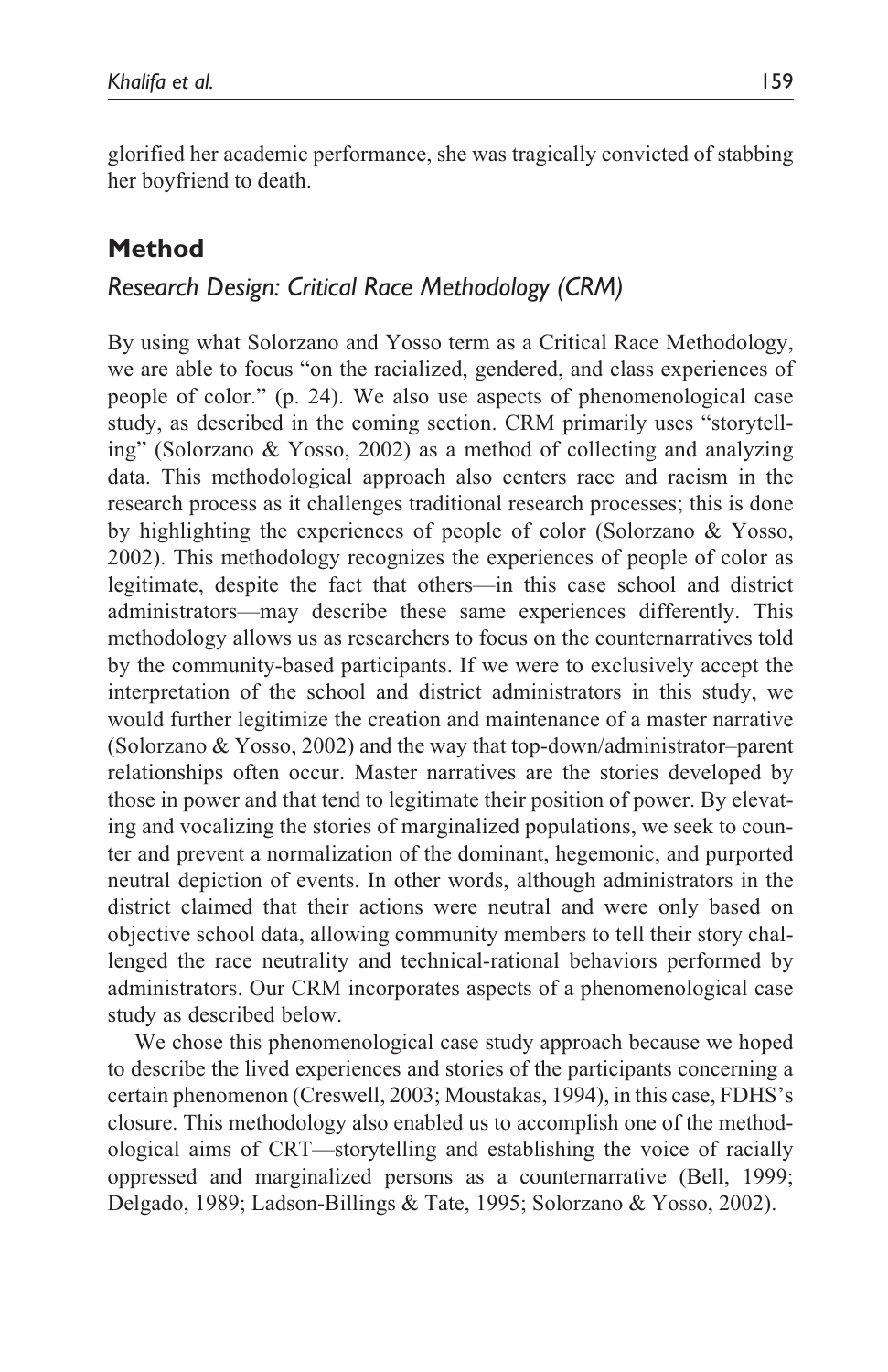glorified her academic performance, she was tragically convicted of stabbing her boyfriend to death.

## Method

### *Research Design: Critical Race Methodology (CRM)*

By using what Solorzano and Yosso term as a Critical Race Methodology, we are able to focus "on the racialized, gendered, and class experiences of people of color." (p. 24). We also use aspects of phenomenological case study, as described in the coming section. CRM primarily uses "storytelling" (Solorzano & Yosso, 2002) as a method of collecting and analyzing data. This methodological approach also centers race and racism in the research process as it challenges traditional research processes; this is done by highlighting the experiences of people of color (Solorzano & Yosso, 2002). This methodology recognizes the experiences of people of color as legitimate, despite the fact that others—in this case school and district administrators—may describe these same experiences differently. This methodology allows us as researchers to focus on the counternarratives told by the community-based participants. If we were to exclusively accept the interpretation of the school and district administrators in this study, we would further legitimize the creation and maintenance of a master narrative (Solorzano & Yosso, 2002) and the way that top-down/administrator–parent relationships often occur. Master narratives are the stories developed by those in power and that tend to legitimate their position of power. By elevating and vocalizing the stories of marginalized populations, we seek to counter and prevent a normalization of the dominant, hegemonic, and purported neutral depiction of events. In other words, although administrators in the district claimed that their actions were neutral and were only based on objective school data, allowing community members to tell their story challenged the race neutrality and technical-rational behaviors performed by administrators. Our CRM incorporates aspects of a phenomenological case study as described below.

We chose this phenomenological case study approach because we hoped to describe the lived experiences and stories of the participants concerning a certain phenomenon (Creswell, 2003; Moustakas, 1994), in this case, FDHS's closure. This methodology also enabled us to accomplish one of the methodological aims of CRT—storytelling and establishing the voice of racially oppressed and marginalized persons as a counternarrative (Bell, 1999; Delgado, 1989; Ladson-Billings & Tate, 1995; Solorzano & Yosso, 2002).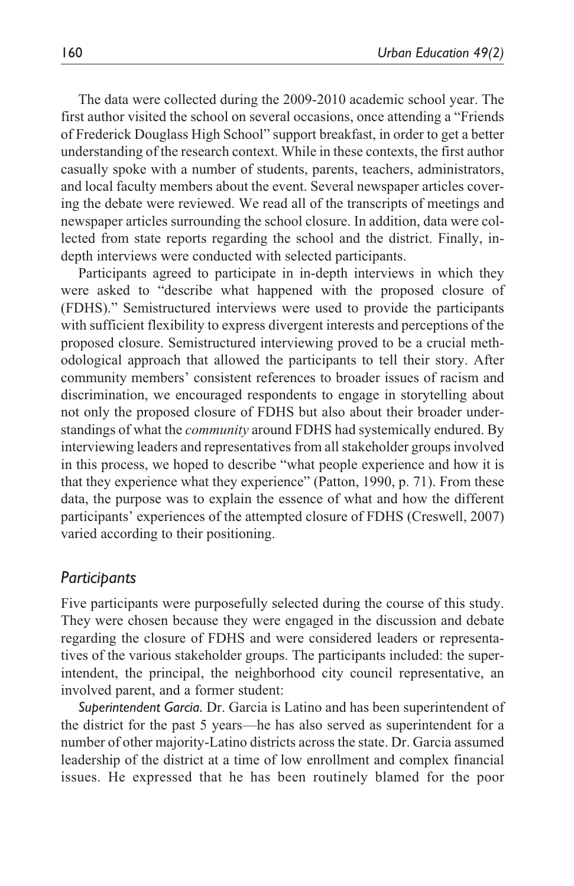The data were collected during the 2009-2010 academic school year. The first author visited the school on several occasions, once attending a "Friends of Frederick Douglass High School" support breakfast, in order to get a better understanding of the research context. While in these contexts, the first author casually spoke with a number of students, parents, teachers, administrators, and local faculty members about the event. Several newspaper articles covering the debate were reviewed. We read all of the transcripts of meetings and newspaper articles surrounding the school closure. In addition, data were collected from state reports regarding the school and the district. Finally, in-depth interviews were conducted with selected participants.

Participants agreed to participate in in-depth interviews in which they were asked to "describe what happened with the proposed closure of (FDHS)." Semistructured interviews were used to provide the participants with sufficient flexibility to express divergent interests and perceptions of the proposed closure. Semistructured interviewing proved to be a crucial methodological approach that allowed the participants to tell their story. After community members' consistent references to broader issues of racism and discrimination, we encouraged respondents to engage in storytelling about not only the proposed closure of FDHS but also about their broader understandings of what the *community* around FDHS had systemically endured. By interviewing leaders and representatives from all stakeholder groups involved in this process, we hoped to describe "what people experience and how it is that they experience what they experience" (Patton, 1990, p. 71). From these data, the purpose was to explain the essence of what and how the different participants' experiences of the attempted closure of FDHS (Creswell, 2007) varied according to their positioning.

## *Participants*

Five participants were purposefully selected during the course of this study. They were chosen because they were engaged in the discussion and debate regarding the closure of FDHS and were considered leaders or representatives of the various stakeholder groups. The participants included: the superintendent, the principal, the neighborhood city council representative, an involved parent, and a former student:

*Superintendent Garcia.* Dr. Garcia is Latino and has been superintendent of the district for the past 5 years—he has also served as superintendent for a number of other majority-Latino districts across the state. Dr. Garcia assumed leadership of the district at a time of low enrollment and complex financial issues. He expressed that he has been routinely blamed for the poor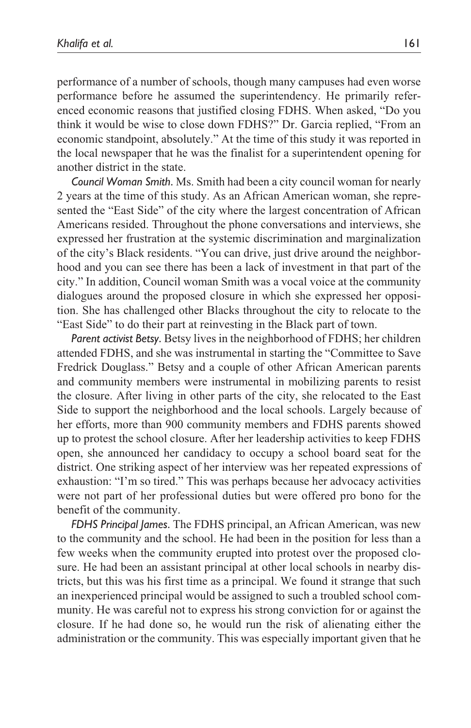performance of a number of schools, though many campuses had even worse performance before he assumed the superintendency. He primarily referenced economic reasons that justified closing FDHS. When asked, "Do you think it would be wise to close down FDHS?" Dr. Garcia replied, "From an economic standpoint, absolutely." At the time of this study it was reported in the local newspaper that he was the finalist for a superintendent opening for another district in the state.

*Council Woman Smith.* Ms. Smith had been a city council woman for nearly 2 years at the time of this study. As an African American woman, she represented the "East Side" of the city where the largest concentration of African Americans resided. Throughout the phone conversations and interviews, she expressed her frustration at the systemic discrimination and marginalization of the city's Black residents. "You can drive, just drive around the neighborhood and you can see there has been a lack of investment in that part of the city." In addition, Council woman Smith was a vocal voice at the community dialogues around the proposed closure in which she expressed her opposition. She has challenged other Blacks throughout the city to relocate to the "East Side" to do their part at reinvesting in the Black part of town.

*Parent activist Betsy.* Betsy lives in the neighborhood of FDHS; her children attended FDHS, and she was instrumental in starting the "Committee to Save Fredrick Douglass." Betsy and a couple of other African American parents and community members were instrumental in mobilizing parents to resist the closure. After living in other parts of the city, she relocated to the East Side to support the neighborhood and the local schools. Largely because of her efforts, more than 900 community members and FDHS parents showed up to protest the school closure. After her leadership activities to keep FDHS open, she announced her candidacy to occupy a school board seat for the district. One striking aspect of her interview was her repeated expressions of exhaustion: "I'm so tired." This was perhaps because her advocacy activities were not part of her professional duties but were offered pro bono for the benefit of the community.

*FDHS Principal James.* The FDHS principal, an African American, was new to the community and the school. He had been in the position for less than a few weeks when the community erupted into protest over the proposed closure. He had been an assistant principal at other local schools in nearby districts, but this was his first time as a principal. We found it strange that such an inexperienced principal would be assigned to such a troubled school community. He was careful not to express his strong conviction for or against the closure. If he had done so, he would run the risk of alienating either the administration or the community. This was especially important given that he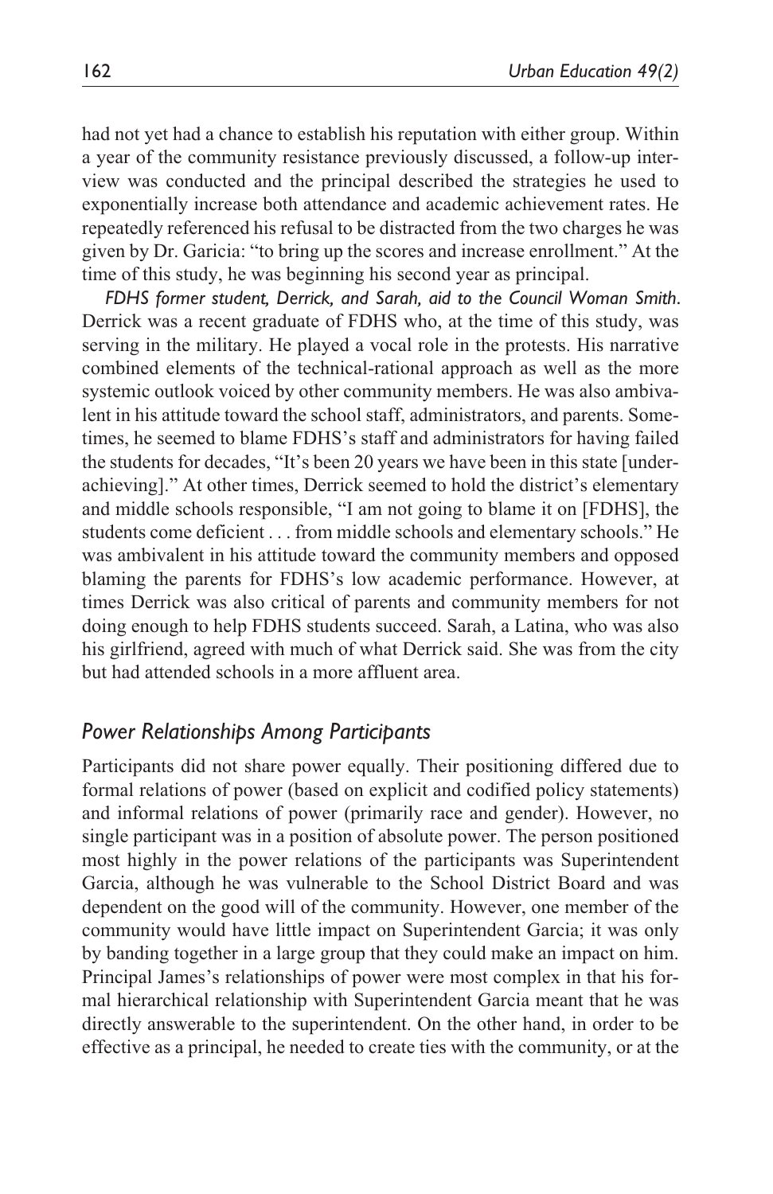had not yet had a chance to establish his reputation with either group. Within a year of the community resistance previously discussed, a follow-up interview was conducted and the principal described the strategies he used to exponentially increase both attendance and academic achievement rates. He repeatedly referenced his refusal to be distracted from the two charges he was given by Dr. Garicia: "to bring up the scores and increase enrollment." At the time of this study, he was beginning his second year as principal.

*FDHS former student, Derrick, and Sarah, aid to the Council Woman Smith.* Derrick was a recent graduate of FDHS who, at the time of this study, was serving in the military. He played a vocal role in the protests. His narrative combined elements of the technical-rational approach as well as the more systemic outlook voiced by other community members. He was also ambivalent in his attitude toward the school staff, administrators, and parents. Sometimes, he seemed to blame FDHS's staff and administrators for having failed the students for decades, "It's been 20 years we have been in this state [underachieving]." At other times, Derrick seemed to hold the district's elementary and middle schools responsible, "I am not going to blame it on [FDHS], the students come deficient . . . from middle schools and elementary schools." He was ambivalent in his attitude toward the community members and opposed blaming the parents for FDHS's low academic performance. However, at times Derrick was also critical of parents and community members for not doing enough to help FDHS students succeed. Sarah, a Latina, who was also his girlfriend, agreed with much of what Derrick said. She was from the city but had attended schools in a more affluent area.

## *Power Relationships Among Participants*

Participants did not share power equally. Their positioning differed due to formal relations of power (based on explicit and codified policy statements) and informal relations of power (primarily race and gender). However, no single participant was in a position of absolute power. The person positioned most highly in the power relations of the participants was Superintendent Garcia, although he was vulnerable to the School District Board and was dependent on the good will of the community. However, one member of the community would have little impact on Superintendent Garcia; it was only by banding together in a large group that they could make an impact on him. Principal James's relationships of power were most complex in that his formal hierarchical relationship with Superintendent Garcia meant that he was directly answerable to the superintendent. On the other hand, in order to be effective as a principal, he needed to create ties with the community, or at the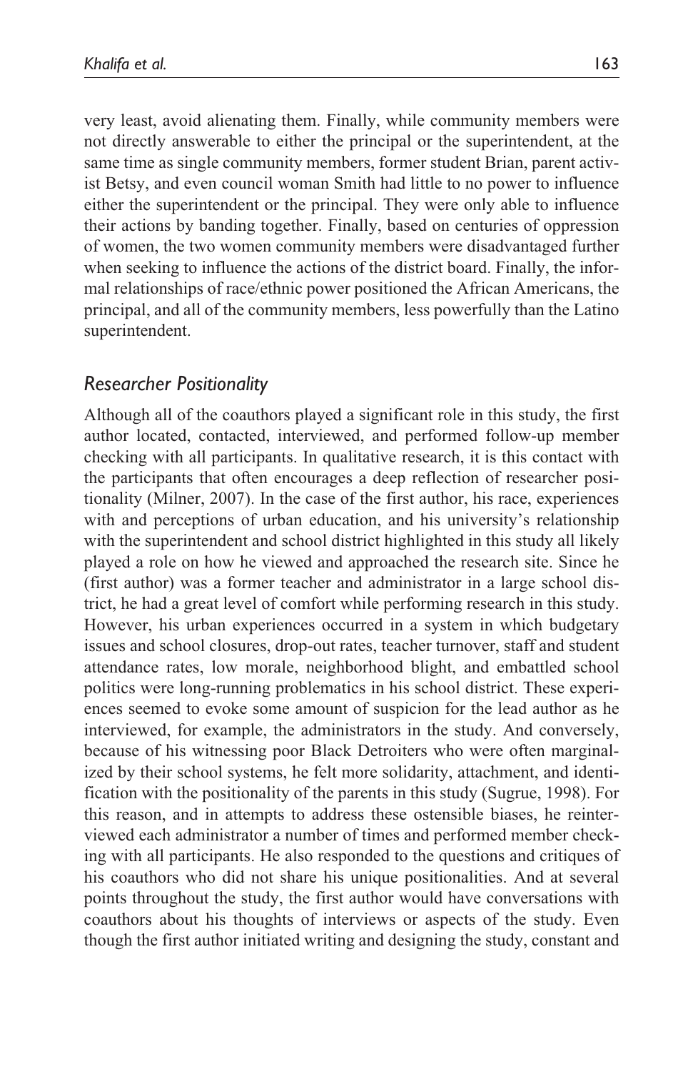very least, avoid alienating them. Finally, while community members were not directly answerable to either the principal or the superintendent, at the same time as single community members, former student Brian, parent activist Betsy, and even council woman Smith had little to no power to influence either the superintendent or the principal. They were only able to influence their actions by banding together. Finally, based on centuries of oppression of women, the two women community members were disadvantaged further when seeking to influence the actions of the district board. Finally, the informal relationships of race/ethnic power positioned the African Americans, the principal, and all of the community members, less powerfully than the Latino superintendent.

### *Researcher Positionality*

Although all of the coauthors played a significant role in this study, the first author located, contacted, interviewed, and performed follow-up member checking with all participants. In qualitative research, it is this contact with the participants that often encourages a deep reflection of researcher positionality (Milner, 2007). In the case of the first author, his race, experiences with and perceptions of urban education, and his university's relationship with the superintendent and school district highlighted in this study all likely played a role on how he viewed and approached the research site. Since he (first author) was a former teacher and administrator in a large school district, he had a great level of comfort while performing research in this study. However, his urban experiences occurred in a system in which budgetary issues and school closures, drop-out rates, teacher turnover, staff and student attendance rates, low morale, neighborhood blight, and embattled school politics were long-running problematics in his school district. These experiences seemed to evoke some amount of suspicion for the lead author as he interviewed, for example, the administrators in the study. And conversely, because of his witnessing poor Black Detroiters who were often marginalized by their school systems, he felt more solidarity, attachment, and identification with the positionality of the parents in this study (Sugrue, 1998). For this reason, and in attempts to address these ostensible biases, he reinterviewed each administrator a number of times and performed member checking with all participants. He also responded to the questions and critiques of his coauthors who did not share his unique positionalities. And at several points throughout the study, the first author would have conversations with coauthors about his thoughts of interviews or aspects of the study. Even though the first author initiated writing and designing the study, constant and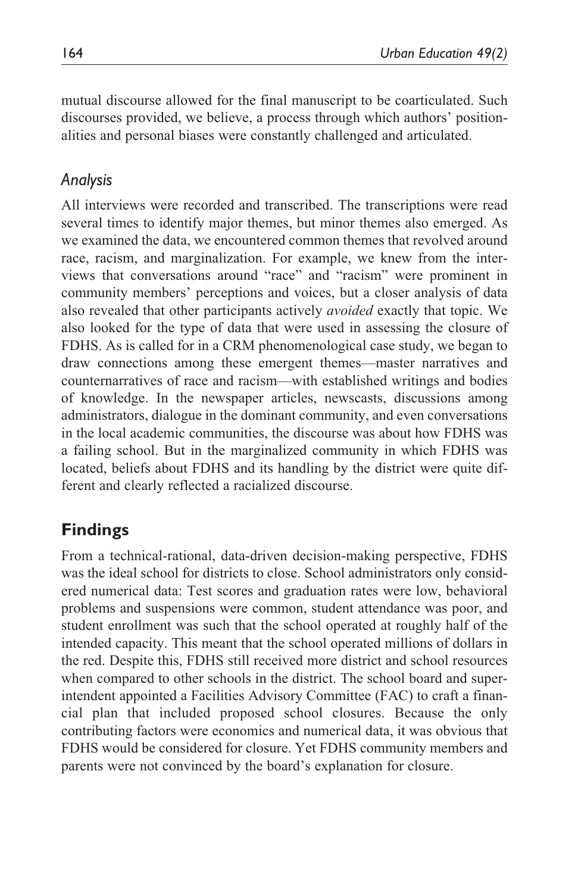mutual discourse allowed for the final manuscript to be coarticulated. Such discourses provided, we believe, a process through which authors' positionalities and personal biases were constantly challenged and articulated.

### *Analysis*

All interviews were recorded and transcribed. The transcriptions were read several times to identify major themes, but minor themes also emerged. As we examined the data, we encountered common themes that revolved around race, racism, and marginalization. For example, we knew from the interviews that conversations around "race" and "racism" were prominent in community members' perceptions and voices, but a closer analysis of data also revealed that other participants actively *avoided* exactly that topic. We also looked for the type of data that were used in assessing the closure of FDHS. As is called for in a CRM phenomenological case study, we began to draw connections among these emergent themes—master narratives and counternarratives of race and racism—with established writings and bodies of knowledge. In the newspaper articles, newscasts, discussions among administrators, dialogue in the dominant community, and even conversations in the local academic communities, the discourse was about how FDHS was a failing school. But in the marginalized community in which FDHS was located, beliefs about FDHS and its handling by the district were quite different and clearly reflected a racialized discourse.

## Findings

From a technical-rational, data-driven decision-making perspective, FDHS was the ideal school for districts to close. School administrators only considered numerical data: Test scores and graduation rates were low, behavioral problems and suspensions were common, student attendance was poor, and student enrollment was such that the school operated at roughly half of the intended capacity. This meant that the school operated millions of dollars in the red. Despite this, FDHS still received more district and school resources when compared to other schools in the district. The school board and superintendent appointed a Facilities Advisory Committee (FAC) to craft a financial plan that included proposed school closures. Because the only contributing factors were economics and numerical data, it was obvious that FDHS would be considered for closure. Yet FDHS community members and parents were not convinced by the board's explanation for closure.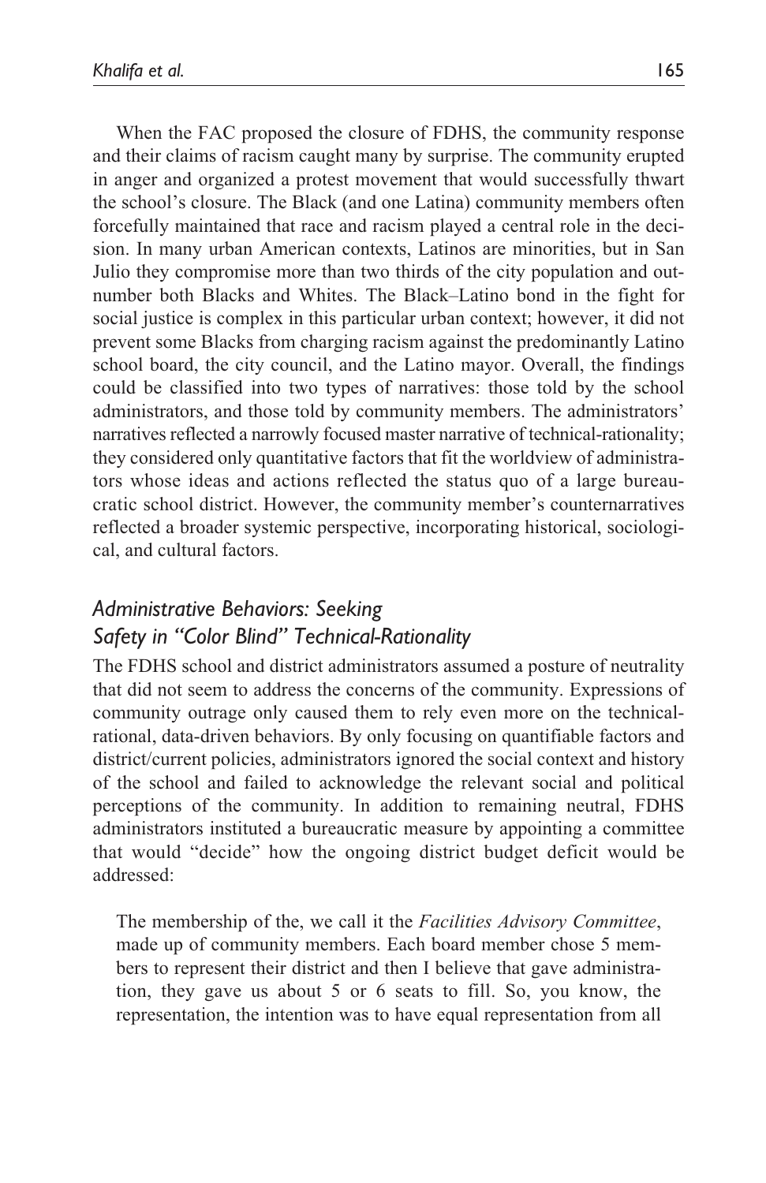When the FAC proposed the closure of FDHS, the community response and their claims of racism caught many by surprise. The community erupted in anger and organized a protest movement that would successfully thwart the school's closure. The Black (and one Latina) community members often forcefully maintained that race and racism played a central role in the decision. In many urban American contexts, Latinos are minorities, but in San Julio they compromise more than two thirds of the city population and outnumber both Blacks and Whites. The Black–Latino bond in the fight for social justice is complex in this particular urban context; however, it did not prevent some Blacks from charging racism against the predominantly Latino school board, the city council, and the Latino mayor. Overall, the findings could be classified into two types of narratives: those told by the school administrators, and those told by community members. The administrators' narratives reflected a narrowly focused master narrative of technical-rationality; they considered only quantitative factors that fit the worldview of administrators whose ideas and actions reflected the status quo of a large bureaucratic school district. However, the community member's counternarratives reflected a broader systemic perspective, incorporating historical, sociological, and cultural factors.

## *Administrative Behaviors: Seeking Safety in "Color Blind" Technical-Rationality*

The FDHS school and district administrators assumed a posture of neutrality that did not seem to address the concerns of the community. Expressions of community outrage only caused them to rely even more on the technical-rational, data-driven behaviors. By only focusing on quantifiable factors and district/current policies, administrators ignored the social context and history of the school and failed to acknowledge the relevant social and political perceptions of the community. In addition to remaining neutral, FDHS administrators instituted a bureaucratic measure by appointing a committee that would "decide" how the ongoing district budget deficit would be addressed:

> The membership of the, we call it the *Facilities Advisory Committee*, made up of community members. Each board member chose 5 members to represent their district and then I believe that gave administration, they gave us about 5 or 6 seats to fill. So, you know, the representation, the intention was to have equal representation from all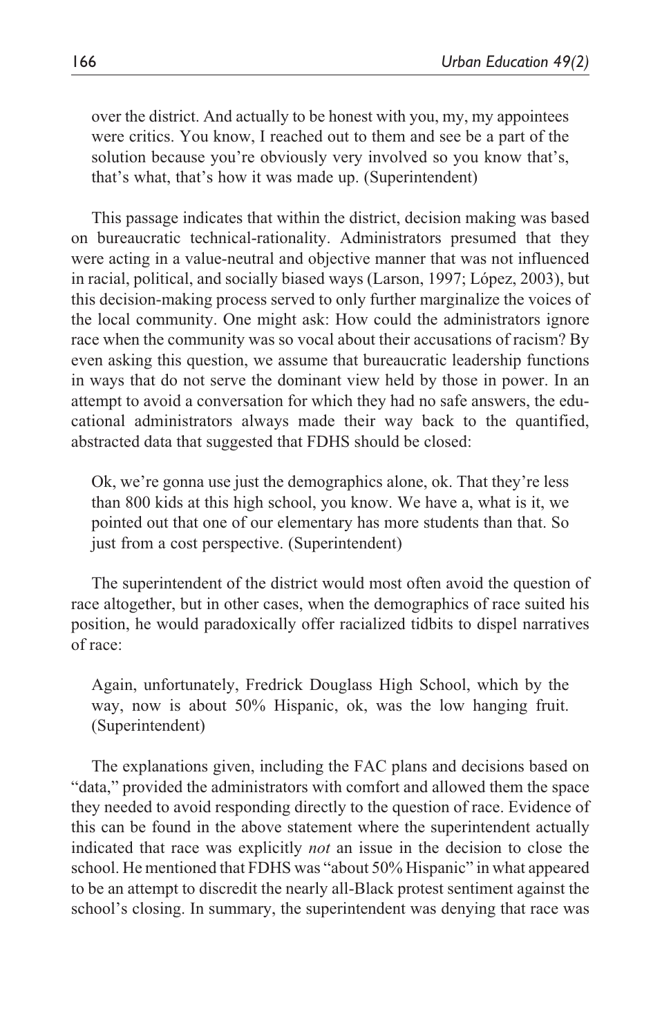> over the district. And actually to be honest with you, my, my appointees were critics. You know, I reached out to them and see be a part of the solution because you're obviously very involved so you know that's, that's what, that's how it was made up. (Superintendent)

This passage indicates that within the district, decision making was based on bureaucratic technical-rationality. Administrators presumed that they were acting in a value-neutral and objective manner that was not influenced in racial, political, and socially biased ways (Larson, 1997; López, 2003), but this decision-making process served to only further marginalize the voices of the local community. One might ask: How could the administrators ignore race when the community was so vocal about their accusations of racism? By even asking this question, we assume that bureaucratic leadership functions in ways that do not serve the dominant view held by those in power. In an attempt to avoid a conversation for which they had no safe answers, the educational administrators always made their way back to the quantified, abstracted data that suggested that FDHS should be closed:

> Ok, we're gonna use just the demographics alone, ok. That they're less than 800 kids at this high school, you know. We have a, what is it, we pointed out that one of our elementary has more students than that. So just from a cost perspective. (Superintendent)

The superintendent of the district would most often avoid the question of race altogether, but in other cases, when the demographics of race suited his position, he would paradoxically offer racialized tidbits to dispel narratives of race:

> Again, unfortunately, Fredrick Douglass High School, which by the way, now is about 50% Hispanic, ok, was the low hanging fruit. (Superintendent)

The explanations given, including the FAC plans and decisions based on "data," provided the administrators with comfort and allowed them the space they needed to avoid responding directly to the question of race. Evidence of this can be found in the above statement where the superintendent actually indicated that race was explicitly *not* an issue in the decision to close the school. He mentioned that FDHS was "about 50% Hispanic" in what appeared to be an attempt to discredit the nearly all-Black protest sentiment against the school's closing. In summary, the superintendent was denying that race was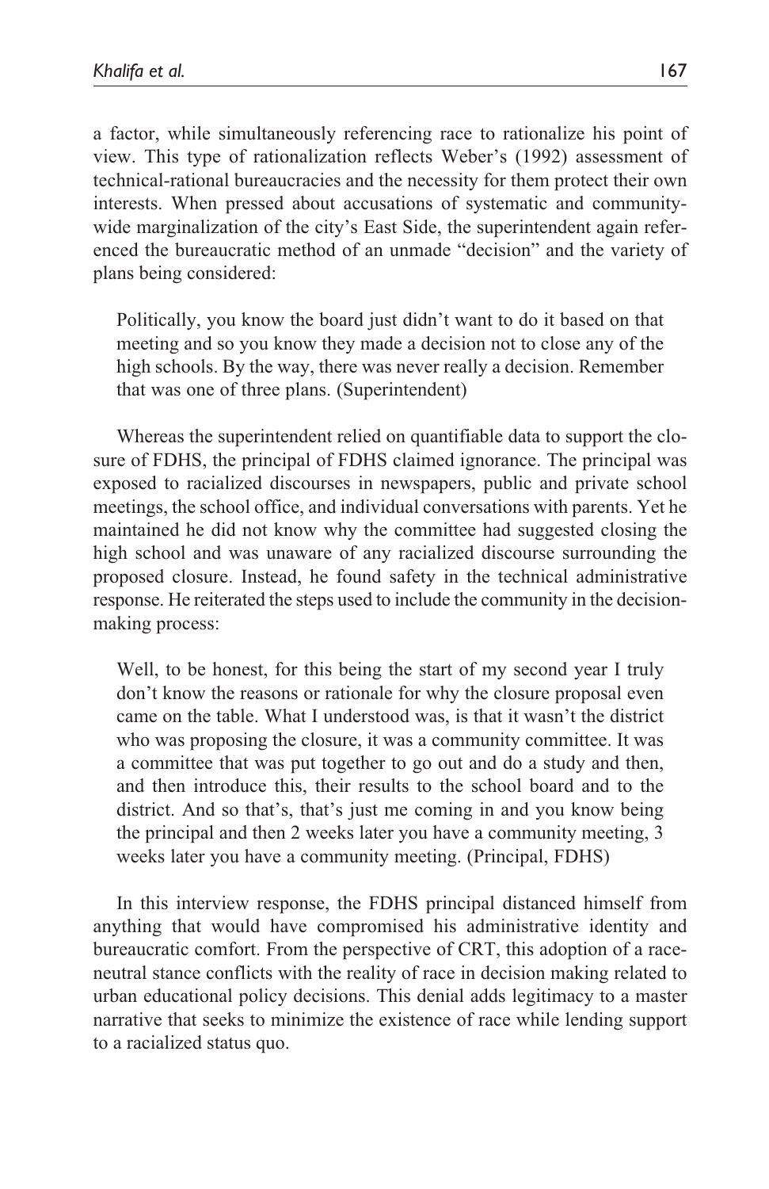a factor, while simultaneously referencing race to rationalize his point of view. This type of rationalization reflects Weber's (1992) assessment of technical-rational bureaucracies and the necessity for them protect their own interests. When pressed about accusations of systematic and community-wide marginalization of the city's East Side, the superintendent again referenced the bureaucratic method of an unmade "decision" and the variety of plans being considered:

> Politically, you know the board just didn't want to do it based on that meeting and so you know they made a decision not to close any of the high schools. By the way, there was never really a decision. Remember that was one of three plans. (Superintendent)

Whereas the superintendent relied on quantifiable data to support the closure of FDHS, the principal of FDHS claimed ignorance. The principal was exposed to racialized discourses in newspapers, public and private school meetings, the school office, and individual conversations with parents. Yet he maintained he did not know why the committee had suggested closing the high school and was unaware of any racialized discourse surrounding the proposed closure. Instead, he found safety in the technical administrative response. He reiterated the steps used to include the community in the decision-making process:

> Well, to be honest, for this being the start of my second year I truly don't know the reasons or rationale for why the closure proposal even came on the table. What I understood was, is that it wasn't the district who was proposing the closure, it was a community committee. It was a committee that was put together to go out and do a study and then, and then introduce this, their results to the school board and to the district. And so that's, that's just me coming in and you know being the principal and then 2 weeks later you have a community meeting, 3 weeks later you have a community meeting. (Principal, FDHS)

In this interview response, the FDHS principal distanced himself from anything that would have compromised his administrative identity and bureaucratic comfort. From the perspective of CRT, this adoption of a race-neutral stance conflicts with the reality of race in decision making related to urban educational policy decisions. This denial adds legitimacy to a master narrative that seeks to minimize the existence of race while lending support to a racialized status quo.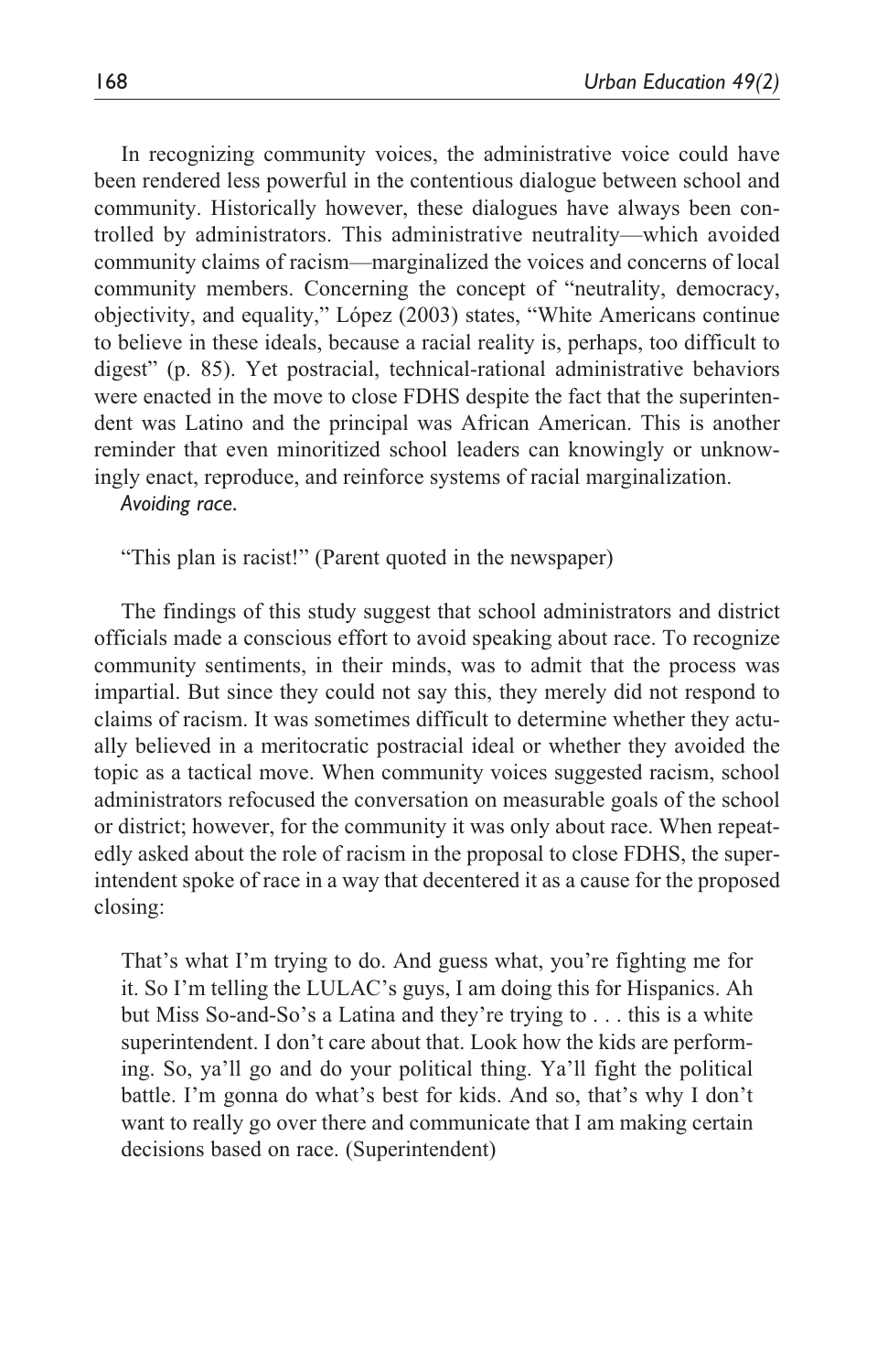In recognizing community voices, the administrative voice could have been rendered less powerful in the contentious dialogue between school and community. Historically however, these dialogues have always been controlled by administrators. This administrative neutrality—which avoided community claims of racism—marginalized the voices and concerns of local community members. Concerning the concept of "neutrality, democracy, objectivity, and equality," López (2003) states, "White Americans continue to believe in these ideals, because a racial reality is, perhaps, too difficult to digest" (p. 85). Yet postracial, technical-rational administrative behaviors were enacted in the move to close FDHS despite the fact that the superintendent was Latino and the principal was African American. This is another reminder that even minoritized school leaders can knowingly or unknowingly enact, reproduce, and reinforce systems of racial marginalization.

*Avoiding race.*

"This plan is racist!" (Parent quoted in the newspaper)

The findings of this study suggest that school administrators and district officials made a conscious effort to avoid speaking about race. To recognize community sentiments, in their minds, was to admit that the process was impartial. But since they could not say this, they merely did not respond to claims of racism. It was sometimes difficult to determine whether they actually believed in a meritocratic postracial ideal or whether they avoided the topic as a tactical move. When community voices suggested racism, school administrators refocused the conversation on measurable goals of the school or district; however, for the community it was only about race. When repeatedly asked about the role of racism in the proposal to close FDHS, the superintendent spoke of race in a way that decentered it as a cause for the proposed closing:

> That's what I'm trying to do. And guess what, you're fighting me for it. So I'm telling the LULAC's guys, I am doing this for Hispanics. Ah but Miss So-and-So's a Latina and they're trying to . . . this is a white superintendent. I don't care about that. Look how the kids are performing. So, ya'll go and do your political thing. Ya'll fight the political battle. I'm gonna do what's best for kids. And so, that's why I don't want to really go over there and communicate that I am making certain decisions based on race. (Superintendent)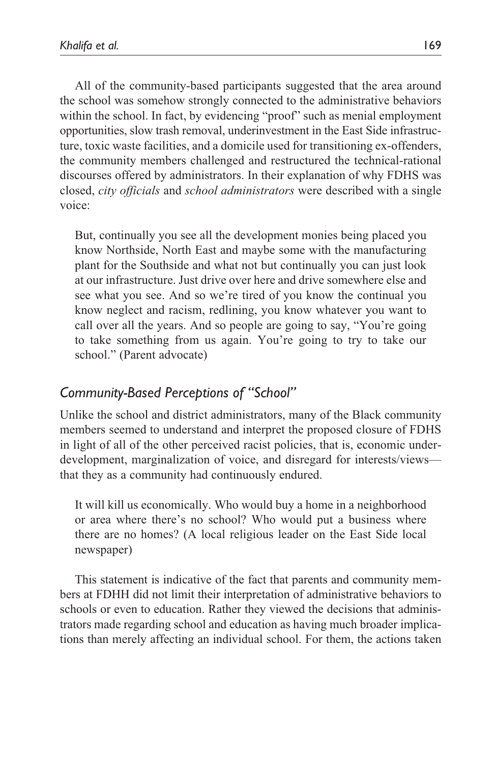All of the community-based participants suggested that the area around the school was somehow strongly connected to the administrative behaviors within the school. In fact, by evidencing "proof" such as menial employment opportunities, slow trash removal, underinvestment in the East Side infrastructure, toxic waste facilities, and a domicile used for transitioning ex-offenders, the community members challenged and restructured the technical-rational discourses offered by administrators. In their explanation of why FDHS was closed, *city officials* and *school administrators* were described with a single voice:

> But, continually you see all the development monies being placed you know Northside, North East and maybe some with the manufacturing plant for the Southside and what not but continually you can just look at our infrastructure. Just drive over here and drive somewhere else and see what you see. And so we're tired of you know the continual you know neglect and racism, redlining, you know whatever you want to call over all the years. And so people are going to say, "You're going to take something from us again. You're going to try to take our school." (Parent advocate)

## *Community-Based Perceptions of "School"*

Unlike the school and district administrators, many of the Black community members seemed to understand and interpret the proposed closure of FDHS in light of all of the other perceived racist policies, that is, economic underdevelopment, marginalization of voice, and disregard for interests/views—that they as a community had continuously endured.

> It will kill us economically. Who would buy a home in a neighborhood or area where there's no school? Who would put a business where there are no homes? (A local religious leader on the East Side local newspaper)

This statement is indicative of the fact that parents and community members at FDHH did not limit their interpretation of administrative behaviors to schools or even to education. Rather they viewed the decisions that administrators made regarding school and education as having much broader implications than merely affecting an individual school. For them, the actions taken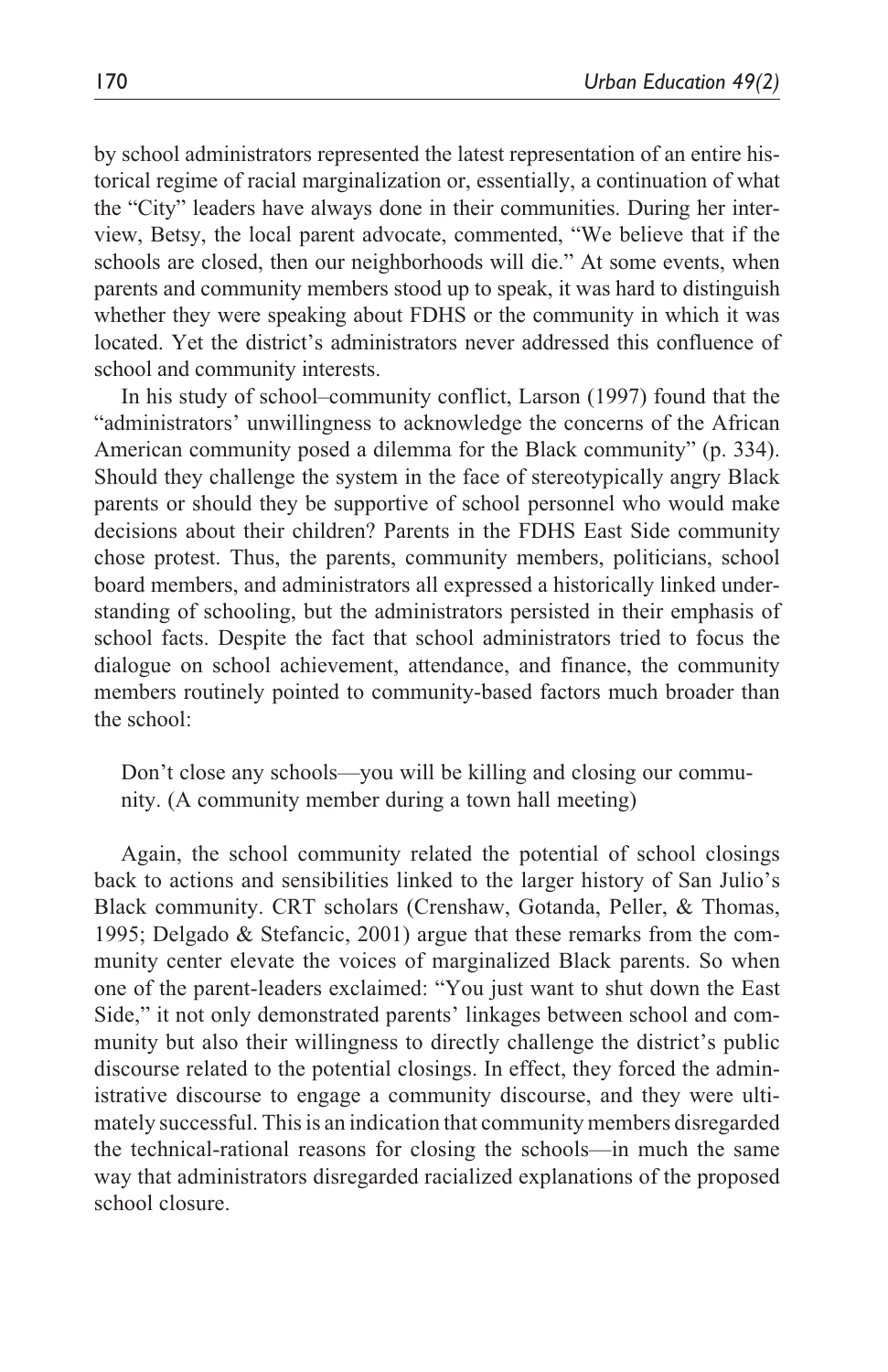by school administrators represented the latest representation of an entire historical regime of racial marginalization or, essentially, a continuation of what the "City" leaders have always done in their communities. During her interview, Betsy, the local parent advocate, commented, "We believe that if the schools are closed, then our neighborhoods will die." At some events, when parents and community members stood up to speak, it was hard to distinguish whether they were speaking about FDHS or the community in which it was located. Yet the district's administrators never addressed this confluence of school and community interests.

In his study of school–community conflict, Larson (1997) found that the "administrators' unwillingness to acknowledge the concerns of the African American community posed a dilemma for the Black community" (p. 334). Should they challenge the system in the face of stereotypically angry Black parents or should they be supportive of school personnel who would make decisions about their children? Parents in the FDHS East Side community chose protest. Thus, the parents, community members, politicians, school board members, and administrators all expressed a historically linked understanding of schooling, but the administrators persisted in their emphasis of school facts. Despite the fact that school administrators tried to focus the dialogue on school achievement, attendance, and finance, the community members routinely pointed to community-based factors much broader than the school:

> Don't close any schools—you will be killing and closing our community. (A community member during a town hall meeting)

Again, the school community related the potential of school closings back to actions and sensibilities linked to the larger history of San Julio's Black community. CRT scholars (Crenshaw, Gotanda, Peller, & Thomas, 1995; Delgado & Stefancic, 2001) argue that these remarks from the community center elevate the voices of marginalized Black parents. So when one of the parent-leaders exclaimed: "You just want to shut down the East Side," it not only demonstrated parents' linkages between school and community but also their willingness to directly challenge the district's public discourse related to the potential closings. In effect, they forced the administrative discourse to engage a community discourse, and they were ultimately successful. This is an indication that community members disregarded the technical-rational reasons for closing the schools—in much the same way that administrators disregarded racialized explanations of the proposed school closure.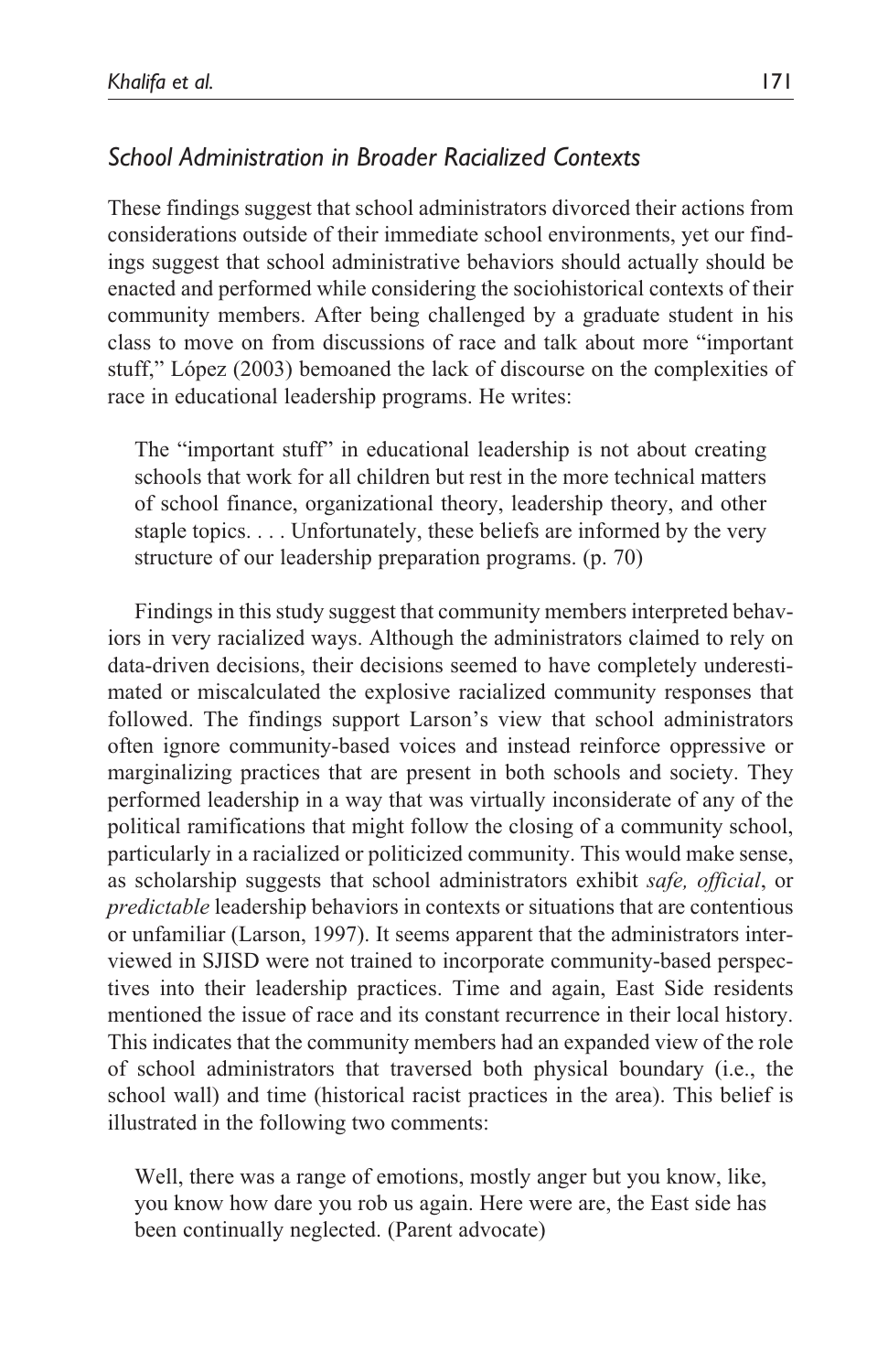### *School Administration in Broader Racialized Contexts*

These findings suggest that school administrators divorced their actions from considerations outside of their immediate school environments, yet our findings suggest that school administrative behaviors should actually should be enacted and performed while considering the sociohistorical contexts of their community members. After being challenged by a graduate student in his class to move on from discussions of race and talk about more "important stuff," López (2003) bemoaned the lack of discourse on the complexities of race in educational leadership programs. He writes:

> The "important stuff" in educational leadership is not about creating schools that work for all children but rest in the more technical matters of school finance, organizational theory, leadership theory, and other staple topics. . . . Unfortunately, these beliefs are informed by the very structure of our leadership preparation programs. (p. 70)

Findings in this study suggest that community members interpreted behaviors in very racialized ways. Although the administrators claimed to rely on data-driven decisions, their decisions seemed to have completely underestimated or miscalculated the explosive racialized community responses that followed. The findings support Larson's view that school administrators often ignore community-based voices and instead reinforce oppressive or marginalizing practices that are present in both schools and society. They performed leadership in a way that was virtually inconsiderate of any of the political ramifications that might follow the closing of a community school, particularly in a racialized or politicized community. This would make sense, as scholarship suggests that school administrators exhibit *safe, official*, or *predictable* leadership behaviors in contexts or situations that are contentious or unfamiliar (Larson, 1997). It seems apparent that the administrators interviewed in SJISD were not trained to incorporate community-based perspectives into their leadership practices. Time and again, East Side residents mentioned the issue of race and its constant recurrence in their local history. This indicates that the community members had an expanded view of the role of school administrators that traversed both physical boundary (i.e., the school wall) and time (historical racist practices in the area). This belief is illustrated in the following two comments:

> Well, there was a range of emotions, mostly anger but you know, like, you know how dare you rob us again. Here were are, the East side has been continually neglected. (Parent advocate)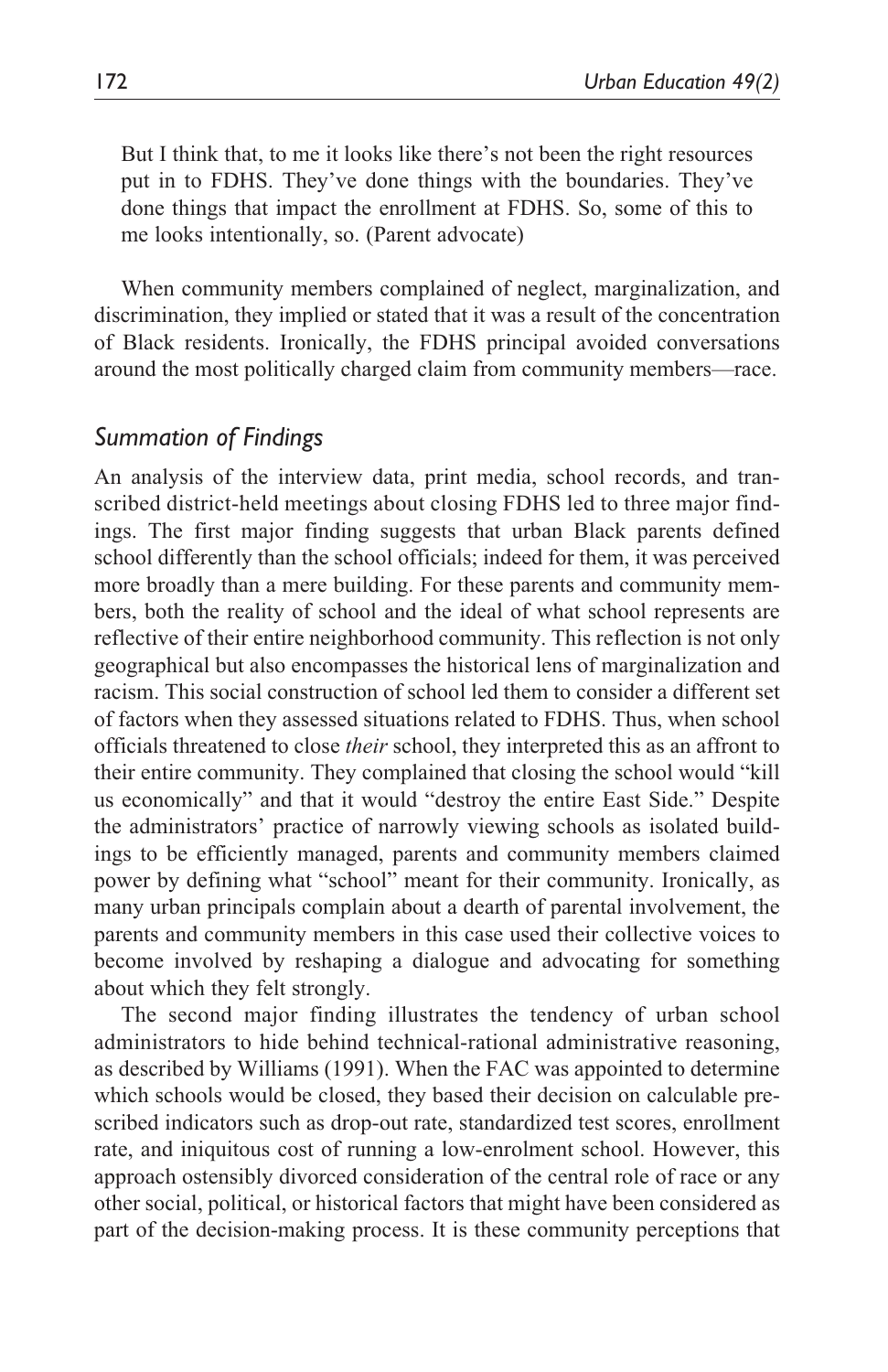> But I think that, to me it looks like there's not been the right resources put in to FDHS. They've done things with the boundaries. They've done things that impact the enrollment at FDHS. So, some of this to me looks intentionally, so. (Parent advocate)

When community members complained of neglect, marginalization, and discrimination, they implied or stated that it was a result of the concentration of Black residents. Ironically, the FDHS principal avoided conversations around the most politically charged claim from community members—race.

### *Summation of Findings*

An analysis of the interview data, print media, school records, and transcribed district-held meetings about closing FDHS led to three major findings. The first major finding suggests that urban Black parents defined school differently than the school officials; indeed for them, it was perceived more broadly than a mere building. For these parents and community members, both the reality of school and the ideal of what school represents are reflective of their entire neighborhood community. This reflection is not only geographical but also encompasses the historical lens of marginalization and racism. This social construction of school led them to consider a different set of factors when they assessed situations related to FDHS. Thus, when school officials threatened to close *their* school, they interpreted this as an affront to their entire community. They complained that closing the school would "kill us economically" and that it would "destroy the entire East Side." Despite the administrators' practice of narrowly viewing schools as isolated buildings to be efficiently managed, parents and community members claimed power by defining what "school" meant for their community. Ironically, as many urban principals complain about a dearth of parental involvement, the parents and community members in this case used their collective voices to become involved by reshaping a dialogue and advocating for something about which they felt strongly.

The second major finding illustrates the tendency of urban school administrators to hide behind technical-rational administrative reasoning, as described by Williams (1991). When the FAC was appointed to determine which schools would be closed, they based their decision on calculable prescribed indicators such as drop-out rate, standardized test scores, enrollment rate, and iniquitous cost of running a low-enrolment school. However, this approach ostensibly divorced consideration of the central role of race or any other social, political, or historical factors that might have been considered as part of the decision-making process. It is these community perceptions that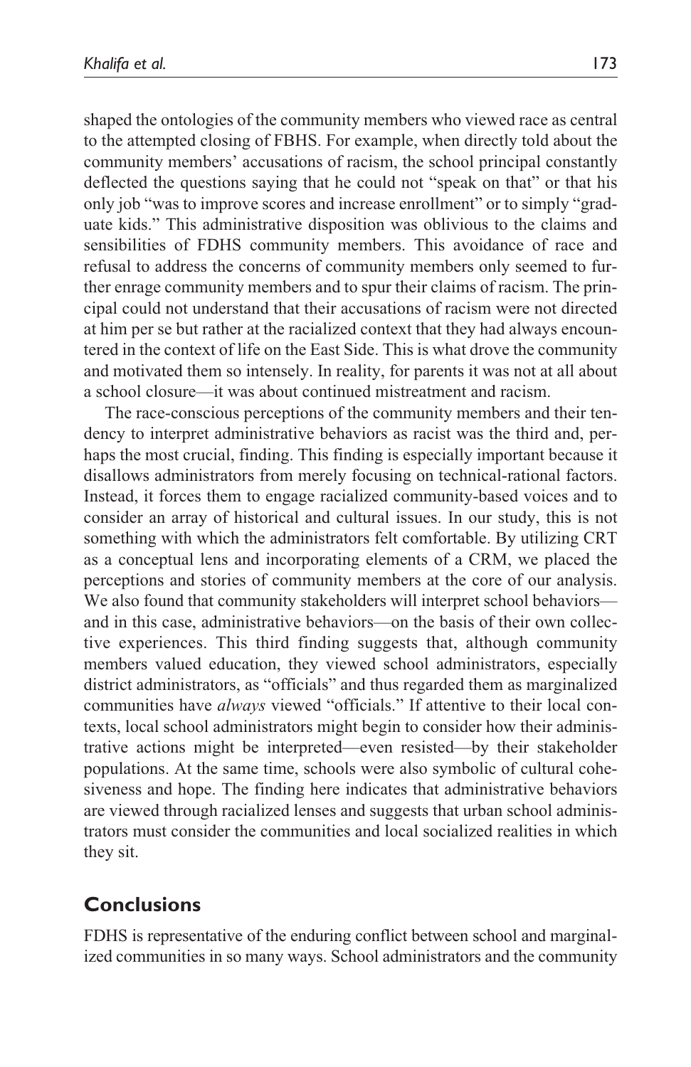shaped the ontologies of the community members who viewed race as central to the attempted closing of FBHS. For example, when directly told about the community members' accusations of racism, the school principal constantly deflected the questions saying that he could not "speak on that" or that his only job "was to improve scores and increase enrollment" or to simply "graduate kids." This administrative disposition was oblivious to the claims and sensibilities of FDHS community members. This avoidance of race and refusal to address the concerns of community members only seemed to further enrage community members and to spur their claims of racism. The principal could not understand that their accusations of racism were not directed at him per se but rather at the racialized context that they had always encountered in the context of life on the East Side. This is what drove the community and motivated them so intensely. In reality, for parents it was not at all about a school closure—it was about continued mistreatment and racism.

The race-conscious perceptions of the community members and their tendency to interpret administrative behaviors as racist was the third and, perhaps the most crucial, finding. This finding is especially important because it disallows administrators from merely focusing on technical-rational factors. Instead, it forces them to engage racialized community-based voices and to consider an array of historical and cultural issues. In our study, this is not something with which the administrators felt comfortable. By utilizing CRT as a conceptual lens and incorporating elements of a CRM, we placed the perceptions and stories of community members at the core of our analysis. We also found that community stakeholders will interpret school behaviors—and in this case, administrative behaviors—on the basis of their own collective experiences. This third finding suggests that, although community members valued education, they viewed school administrators, especially district administrators, as "officials" and thus regarded them as marginalized communities have *always* viewed "officials." If attentive to their local contexts, local school administrators might begin to consider how their administrative actions might be interpreted—even resisted—by their stakeholder populations. At the same time, schools were also symbolic of cultural cohesiveness and hope. The finding here indicates that administrative behaviors are viewed through racialized lenses and suggests that urban school administrators must consider the communities and local socialized realities in which they sit.

## Conclusions

FDHS is representative of the enduring conflict between school and marginalized communities in so many ways. School administrators and the community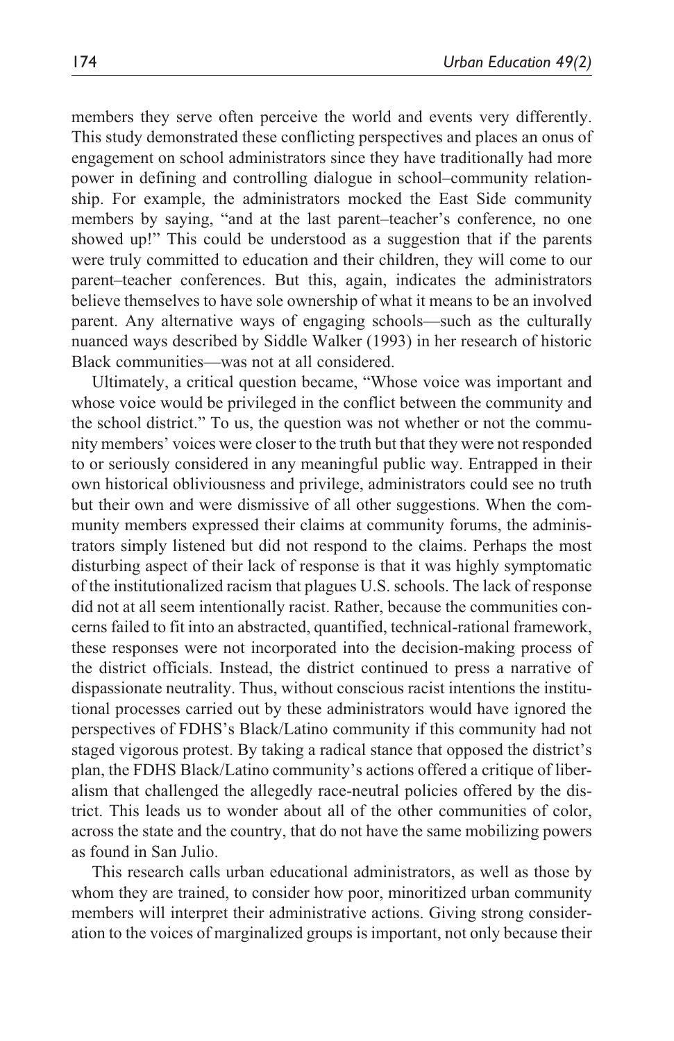members they serve often perceive the world and events very differently. This study demonstrated these conflicting perspectives and places an onus of engagement on school administrators since they have traditionally had more power in defining and controlling dialogue in school–community relationship. For example, the administrators mocked the East Side community members by saying, "and at the last parent–teacher's conference, no one showed up!" This could be understood as a suggestion that if the parents were truly committed to education and their children, they will come to our parent–teacher conferences. But this, again, indicates the administrators believe themselves to have sole ownership of what it means to be an involved parent. Any alternative ways of engaging schools—such as the culturally nuanced ways described by Siddle Walker (1993) in her research of historic Black communities—was not at all considered.

Ultimately, a critical question became, "Whose voice was important and whose voice would be privileged in the conflict between the community and the school district." To us, the question was not whether or not the community members' voices were closer to the truth but that they were not responded to or seriously considered in any meaningful public way. Entrapped in their own historical obliviousness and privilege, administrators could see no truth but their own and were dismissive of all other suggestions. When the community members expressed their claims at community forums, the administrators simply listened but did not respond to the claims. Perhaps the most disturbing aspect of their lack of response is that it was highly symptomatic of the institutionalized racism that plagues U.S. schools. The lack of response did not at all seem intentionally racist. Rather, because the communities concerns failed to fit into an abstracted, quantified, technical-rational framework, these responses were not incorporated into the decision-making process of the district officials. Instead, the district continued to press a narrative of dispassionate neutrality. Thus, without conscious racist intentions the institutional processes carried out by these administrators would have ignored the perspectives of FDHS's Black/Latino community if this community had not staged vigorous protest. By taking a radical stance that opposed the district's plan, the FDHS Black/Latino community's actions offered a critique of liberalism that challenged the allegedly race-neutral policies offered by the district. This leads us to wonder about all of the other communities of color, across the state and the country, that do not have the same mobilizing powers as found in San Julio.

This research calls urban educational administrators, as well as those by whom they are trained, to consider how poor, minoritized urban community members will interpret their administrative actions. Giving strong consideration to the voices of marginalized groups is important, not only because their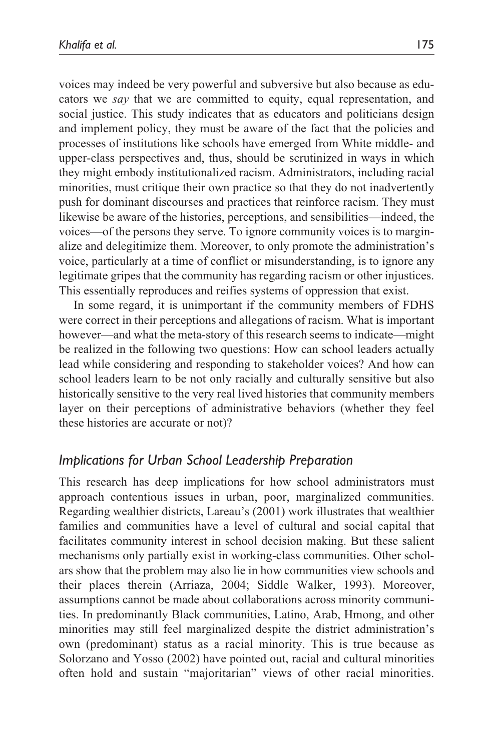voices may indeed be very powerful and subversive but also because as educators we *say* that we are committed to equity, equal representation, and social justice. This study indicates that as educators and politicians design and implement policy, they must be aware of the fact that the policies and processes of institutions like schools have emerged from White middle- and upper-class perspectives and, thus, should be scrutinized in ways in which they might embody institutionalized racism. Administrators, including racial minorities, must critique their own practice so that they do not inadvertently push for dominant discourses and practices that reinforce racism. They must likewise be aware of the histories, perceptions, and sensibilities—indeed, the voices—of the persons they serve. To ignore community voices is to marginalize and delegitimize them. Moreover, to only promote the administration's voice, particularly at a time of conflict or misunderstanding, is to ignore any legitimate gripes that the community has regarding racism or other injustices. This essentially reproduces and reifies systems of oppression that exist.

In some regard, it is unimportant if the community members of FDHS were correct in their perceptions and allegations of racism. What is important however—and what the meta-story of this research seems to indicate—might be realized in the following two questions: How can school leaders actually lead while considering and responding to stakeholder voices? And how can school leaders learn to be not only racially and culturally sensitive but also historically sensitive to the very real lived histories that community members layer on their perceptions of administrative behaviors (whether they feel these histories are accurate or not)?

## *Implications for Urban School Leadership Preparation*

This research has deep implications for how school administrators must approach contentious issues in urban, poor, marginalized communities. Regarding wealthier districts, Lareau's (2001) work illustrates that wealthier families and communities have a level of cultural and social capital that facilitates community interest in school decision making. But these salient mechanisms only partially exist in working-class communities. Other scholars show that the problem may also lie in how communities view schools and their places therein (Arriaza, 2004; Siddle Walker, 1993). Moreover, assumptions cannot be made about collaborations across minority communities. In predominantly Black communities, Latino, Arab, Hmong, and other minorities may still feel marginalized despite the district administration's own (predominant) status as a racial minority. This is true because as Solorzano and Yosso (2002) have pointed out, racial and cultural minorities often hold and sustain "majoritarian" views of other racial minorities.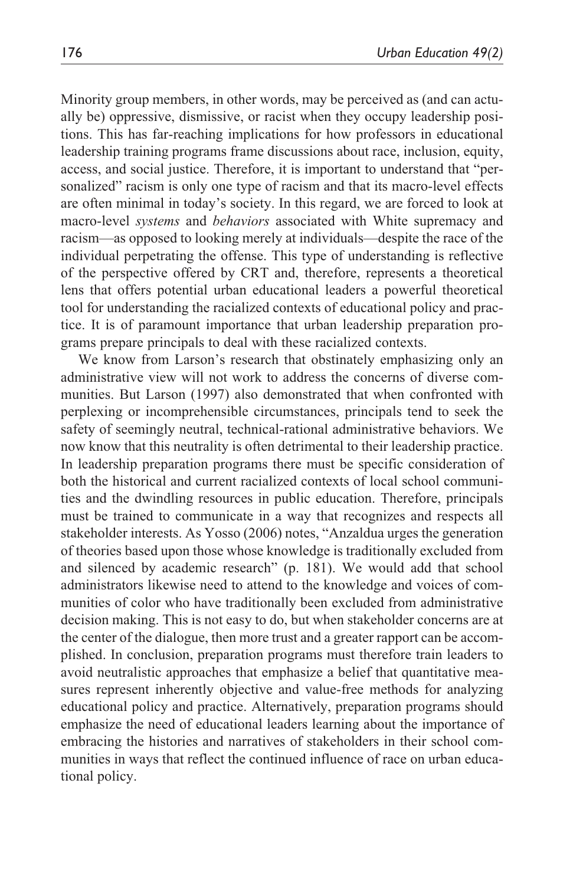Minority group members, in other words, may be perceived as (and can actually be) oppressive, dismissive, or racist when they occupy leadership positions. This has far-reaching implications for how professors in educational leadership training programs frame discussions about race, inclusion, equity, access, and social justice. Therefore, it is important to understand that "personalized" racism is only one type of racism and that its macro-level effects are often minimal in today's society. In this regard, we are forced to look at macro-level *systems* and *behaviors* associated with White supremacy and racism—as opposed to looking merely at individuals—despite the race of the individual perpetrating the offense. This type of understanding is reflective of the perspective offered by CRT and, therefore, represents a theoretical lens that offers potential urban educational leaders a powerful theoretical tool for understanding the racialized contexts of educational policy and practice. It is of paramount importance that urban leadership preparation programs prepare principals to deal with these racialized contexts.

We know from Larson's research that obstinately emphasizing only an administrative view will not work to address the concerns of diverse communities. But Larson (1997) also demonstrated that when confronted with perplexing or incomprehensible circumstances, principals tend to seek the safety of seemingly neutral, technical-rational administrative behaviors. We now know that this neutrality is often detrimental to their leadership practice. In leadership preparation programs there must be specific consideration of both the historical and current racialized contexts of local school communities and the dwindling resources in public education. Therefore, principals must be trained to communicate in a way that recognizes and respects all stakeholder interests. As Yosso (2006) notes, "Anzaldua urges the generation of theories based upon those whose knowledge is traditionally excluded from and silenced by academic research" (p. 181). We would add that school administrators likewise need to attend to the knowledge and voices of communities of color who have traditionally been excluded from administrative decision making. This is not easy to do, but when stakeholder concerns are at the center of the dialogue, then more trust and a greater rapport can be accomplished. In conclusion, preparation programs must therefore train leaders to avoid neutralistic approaches that emphasize a belief that quantitative measures represent inherently objective and value-free methods for analyzing educational policy and practice. Alternatively, preparation programs should emphasize the need of educational leaders learning about the importance of embracing the histories and narratives of stakeholders in their school communities in ways that reflect the continued influence of race on urban educational policy.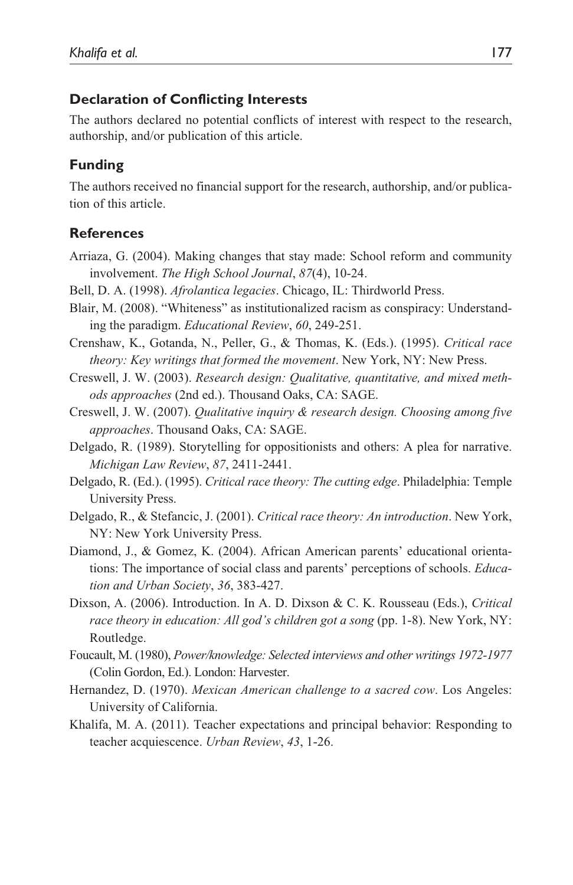### Declaration of Conflicting Interests

The authors declared no potential conflicts of interest with respect to the research, authorship, and/or publication of this article.

### Funding

The authors received no financial support for the research, authorship, and/or publication of this article.

### References

Arriaza, G. (2004). Making changes that stay made: School reform and community involvement. *The High School Journal*, *87*(4), 10-24.

Bell, D. A. (1998). *Afrolantica legacies*. Chicago, IL: Thirdworld Press.

Blair, M. (2008). "Whiteness" as institutionalized racism as conspiracy: Understanding the paradigm. *Educational Review*, *60*, 249-251.

Crenshaw, K., Gotanda, N., Peller, G., & Thomas, K. (Eds.). (1995). *Critical race theory: Key writings that formed the movement*. New York, NY: New Press.

Creswell, J. W. (2003). *Research design: Qualitative, quantitative, and mixed methods approaches* (2nd ed.). Thousand Oaks, CA: SAGE.

Creswell, J. W. (2007). *Qualitative inquiry & research design. Choosing among five approaches*. Thousand Oaks, CA: SAGE.

Delgado, R. (1989). Storytelling for oppositionists and others: A plea for narrative. *Michigan Law Review*, *87*, 2411-2441.

Delgado, R. (Ed.). (1995). *Critical race theory: The cutting edge*. Philadelphia: Temple University Press.

Delgado, R., & Stefancic, J. (2001). *Critical race theory: An introduction*. New York, NY: New York University Press.

Diamond, J., & Gomez, K. (2004). African American parents' educational orientations: The importance of social class and parents' perceptions of schools. *Education and Urban Society*, *36*, 383-427.

Dixson, A. (2006). Introduction. In A. D. Dixson & C. K. Rousseau (Eds.), *Critical race theory in education: All god's children got a song* (pp. 1-8). New York, NY: Routledge.

Foucault, M. (1980), *Power/knowledge: Selected interviews and other writings 1972-1977* (Colin Gordon, Ed.). London: Harvester.

Hernandez, D. (1970). *Mexican American challenge to a sacred cow*. Los Angeles: University of California.

Khalifa, M. A. (2011). Teacher expectations and principal behavior: Responding to teacher acquiescence. *Urban Review*, *43*, 1-26.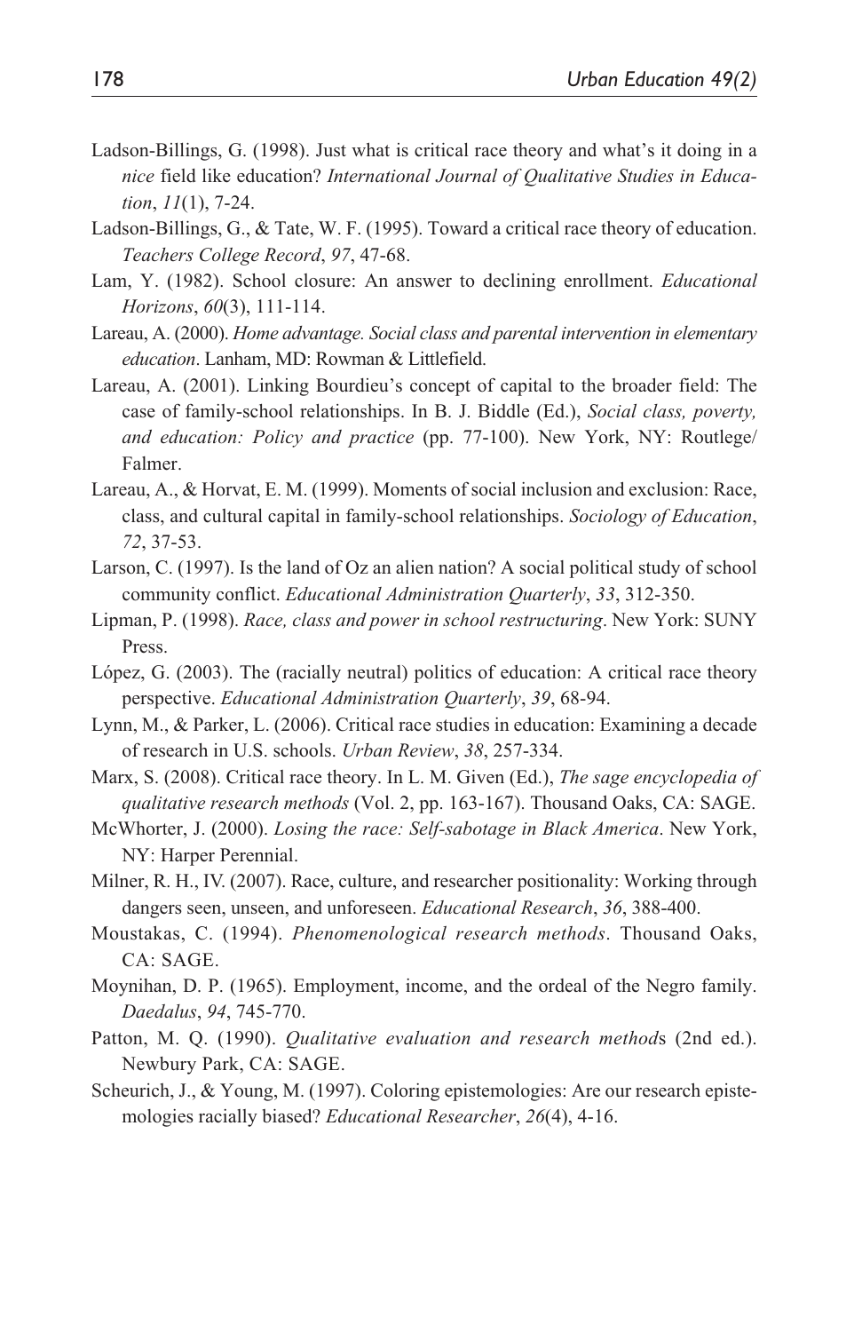Ladson-Billings, G. (1998). Just what is critical race theory and what's it doing in a *nice* field like education? *International Journal of Qualitative Studies in Education*, *11*(1), 7-24.

Ladson-Billings, G., & Tate, W. F. (1995). Toward a critical race theory of education. *Teachers College Record*, *97*, 47-68.

Lam, Y. (1982). School closure: An answer to declining enrollment. *Educational Horizons*, *60*(3), 111-114.

Lareau, A. (2000). *Home advantage. Social class and parental intervention in elementary education*. Lanham, MD: Rowman & Littlefield.

Lareau, A. (2001). Linking Bourdieu's concept of capital to the broader field: The case of family-school relationships. In B. J. Biddle (Ed.), *Social class, poverty, and education: Policy and practice* (pp. 77-100). New York, NY: Routlege/Falmer.

Lareau, A., & Horvat, E. M. (1999). Moments of social inclusion and exclusion: Race, class, and cultural capital in family-school relationships. *Sociology of Education*, *72*, 37-53.

Larson, C. (1997). Is the land of Oz an alien nation? A social political study of school community conflict. *Educational Administration Quarterly*, *33*, 312-350.

Lipman, P. (1998). *Race, class and power in school restructuring*. New York: SUNY Press.

López, G. (2003). The (racially neutral) politics of education: A critical race theory perspective. *Educational Administration Quarterly*, *39*, 68-94.

Lynn, M., & Parker, L. (2006). Critical race studies in education: Examining a decade of research in U.S. schools. *Urban Review*, *38*, 257-334.

Marx, S. (2008). Critical race theory. In L. M. Given (Ed.), *The sage encyclopedia of qualitative research methods* (Vol. 2, pp. 163-167). Thousand Oaks, CA: SAGE.

McWhorter, J. (2000). *Losing the race: Self-sabotage in Black America*. New York, NY: Harper Perennial.

Milner, R. H., IV. (2007). Race, culture, and researcher positionality: Working through dangers seen, unseen, and unforeseen. *Educational Research*, *36*, 388-400.

Moustakas, C. (1994). *Phenomenological research methods*. Thousand Oaks, CA: SAGE.

Moynihan, D. P. (1965). Employment, income, and the ordeal of the Negro family. *Daedalus*, *94*, 745-770.

Patton, M. Q. (1990). *Qualitative evaluation and research method*s (2nd ed.). Newbury Park, CA: SAGE.

Scheurich, J., & Young, M. (1997). Coloring epistemologies: Are our research epistemologies racially biased? *Educational Researcher*, *26*(4), 4-16.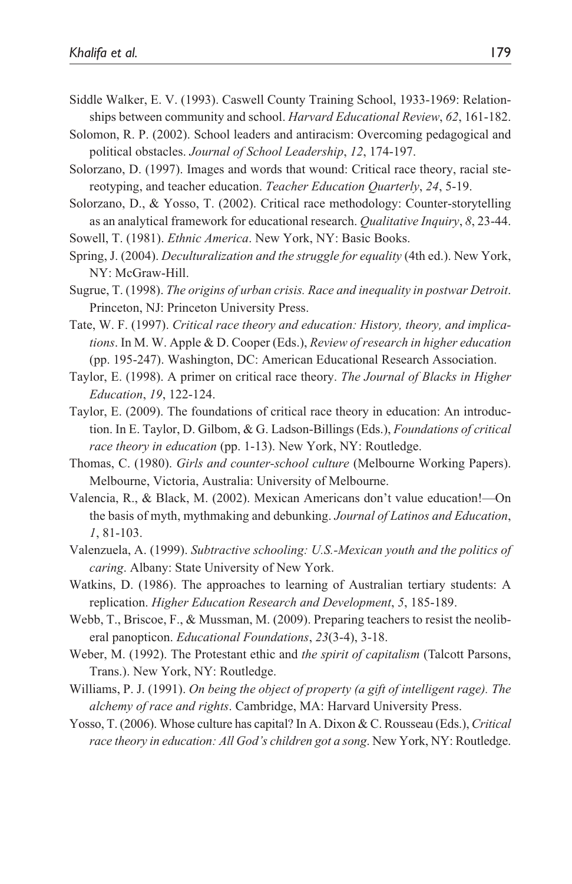Siddle Walker, E. V. (1993). Caswell County Training School, 1933-1969: Relationships between community and school. *Harvard Educational Review*, *62*, 161-182.

Solomon, R. P. (2002). School leaders and antiracism: Overcoming pedagogical and political obstacles. *Journal of School Leadership*, *12*, 174-197.

Solorzano, D. (1997). Images and words that wound: Critical race theory, racial stereotyping, and teacher education. *Teacher Education Quarterly*, *24*, 5-19.

Solorzano, D., & Yosso, T. (2002). Critical race methodology: Counter-storytelling as an analytical framework for educational research. *Qualitative Inquiry*, *8*, 23-44.

Sowell, T. (1981). *Ethnic America*. New York, NY: Basic Books.

Spring, J. (2004). *Deculturalization and the struggle for equality* (4th ed.). New York, NY: McGraw-Hill.

Sugrue, T. (1998). *The origins of urban crisis. Race and inequality in postwar Detroit*. Princeton, NJ: Princeton University Press.

Tate, W. F. (1997). *Critical race theory and education: History, theory, and implications*. In M. W. Apple & D. Cooper (Eds.), *Review of research in higher education* (pp. 195-247). Washington, DC: American Educational Research Association.

Taylor, E. (1998). A primer on critical race theory. *The Journal of Blacks in Higher Education*, *19*, 122-124.

Taylor, E. (2009). The foundations of critical race theory in education: An introduction. In E. Taylor, D. Gilbom, & G. Ladson-Billings (Eds.), *Foundations of critical race theory in education* (pp. 1-13). New York, NY: Routledge.

Thomas, C. (1980). *Girls and counter-school culture* (Melbourne Working Papers). Melbourne, Victoria, Australia: University of Melbourne.

Valencia, R., & Black, M. (2002). Mexican Americans don't value education!—On the basis of myth, mythmaking and debunking. *Journal of Latinos and Education*, *1*, 81-103.

Valenzuela, A. (1999). *Subtractive schooling: U.S.-Mexican youth and the politics of caring*. Albany: State University of New York.

Watkins, D. (1986). The approaches to learning of Australian tertiary students: A replication. *Higher Education Research and Development*, *5*, 185-189.

Webb, T., Briscoe, F., & Mussman, M. (2009). Preparing teachers to resist the neoliberal panopticon. *Educational Foundations*, *23*(3-4), 3-18.

Weber, M. (1992). The Protestant ethic and *the spirit of capitalism* (Talcott Parsons, Trans.). New York, NY: Routledge.

Williams, P. J. (1991). *On being the object of property (a gift of intelligent rage). The alchemy of race and rights*. Cambridge, MA: Harvard University Press.

Yosso, T. (2006). Whose culture has capital? In A. Dixon & C. Rousseau (Eds.), *Critical race theory in education: All God's children got a song*. New York, NY: Routledge.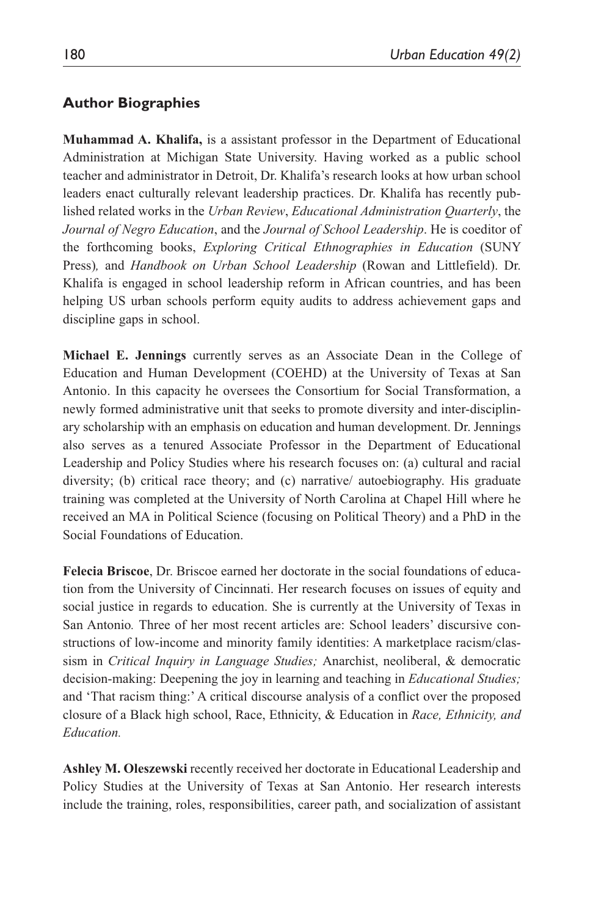## Author Biographies

**Muhammad A. Khalifa,** is a assistant professor in the Department of Educational Administration at Michigan State University. Having worked as a public school teacher and administrator in Detroit, Dr. Khalifa's research looks at how urban school leaders enact culturally relevant leadership practices. Dr. Khalifa has recently published related works in the *Urban Review*, *Educational Administration Quarterly*, the *Journal of Negro Education*, and the *Journal of School Leadership*. He is coeditor of the forthcoming books, *Exploring Critical Ethnographies in Education* (SUNY Press)*,* and *Handbook on Urban School Leadership* (Rowan and Littlefield). Dr. Khalifa is engaged in school leadership reform in African countries, and has been helping US urban schools perform equity audits to address achievement gaps and discipline gaps in school.

**Michael E. Jennings** currently serves as an Associate Dean in the College of Education and Human Development (COEHD) at the University of Texas at San Antonio. In this capacity he oversees the Consortium for Social Transformation, a newly formed administrative unit that seeks to promote diversity and inter-disciplinary scholarship with an emphasis on education and human development. Dr. Jennings also serves as a tenured Associate Professor in the Department of Educational Leadership and Policy Studies where his research focuses on: (a) cultural and racial diversity; (b) critical race theory; and (c) narrative/ autoebiography. His graduate training was completed at the University of North Carolina at Chapel Hill where he received an MA in Political Science (focusing on Political Theory) and a PhD in the Social Foundations of Education.

**Felecia Briscoe**, Dr. Briscoe earned her doctorate in the social foundations of education from the University of Cincinnati. Her research focuses on issues of equity and social justice in regards to education. She is currently at the University of Texas in San Antonio*.* Three of her most recent articles are: School leaders' discursive constructions of low-income and minority family identities: A marketplace racism/classism in *Critical Inquiry in Language Studies;* Anarchist, neoliberal, & democratic decision-making: Deepening the joy in learning and teaching in *Educational Studies;* and 'That racism thing:' A critical discourse analysis of a conflict over the proposed closure of a Black high school, Race, Ethnicity, & Education in *Race, Ethnicity, and Education.*

**Ashley M. Oleszewski** recently received her doctorate in Educational Leadership and Policy Studies at the University of Texas at San Antonio. Her research interests include the training, roles, responsibilities, career path, and socialization of assistant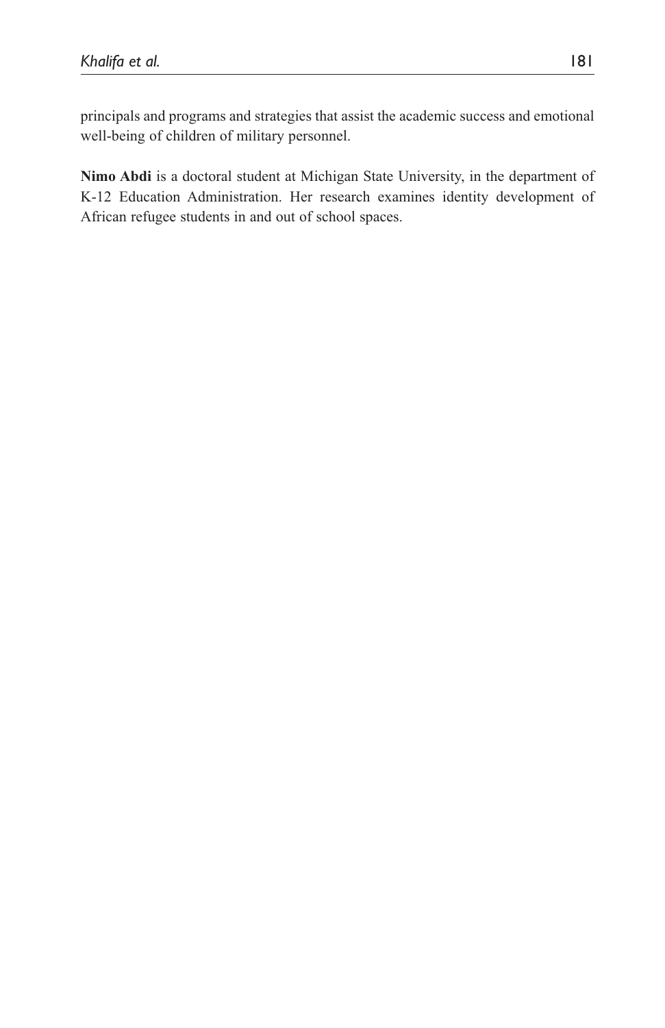principals and programs and strategies that assist the academic success and emotional well-being of children of military personnel.

**Nimo Abdi** is a doctoral student at Michigan State University, in the department of K-12 Education Administration. Her research examines identity development of African refugee students in and out of school spaces.